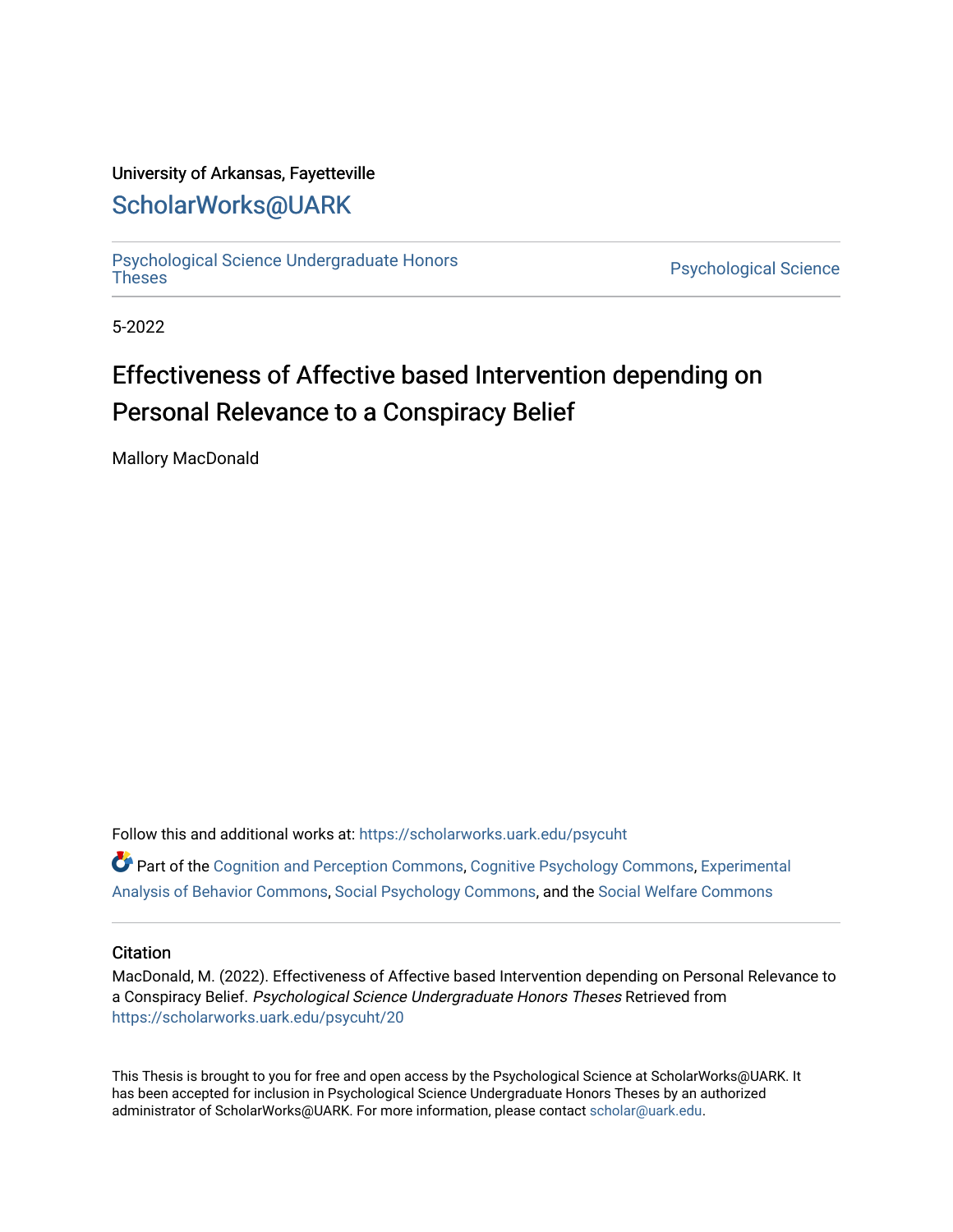University of Arkansas, Fayetteville

ScholarWorks@UARK

Psychological Science Undergraduate Honors Theses | Psychological Science

5-2022

# Effectiveness of Affective based Intervention depending on Personal Relevance to a Conspiracy Belief

Mallory MacDonald

Follow this and additional works at: https://scholarworks.uark.edu/psycuht

Part of the Cognition and Perception Commons, Cognitive Psychology Commons, Experimental Analysis of Behavior Commons, Social Psychology Commons, and the Social Welfare Commons

## Citation

MacDonald, M. (2022). Effectiveness of Affective based Intervention depending on Personal Relevance to a Conspiracy Belief. *Psychological Science Undergraduate Honors Theses* Retrieved from https://scholarworks.uark.edu/psycuht/20

This Thesis is brought to you for free and open access by the Psychological Science at ScholarWorks@UARK. It has been accepted for inclusion in Psychological Science Undergraduate Honors Theses by an authorized administrator of ScholarWorks@UARK. For more information, please contact scholar@uark.edu.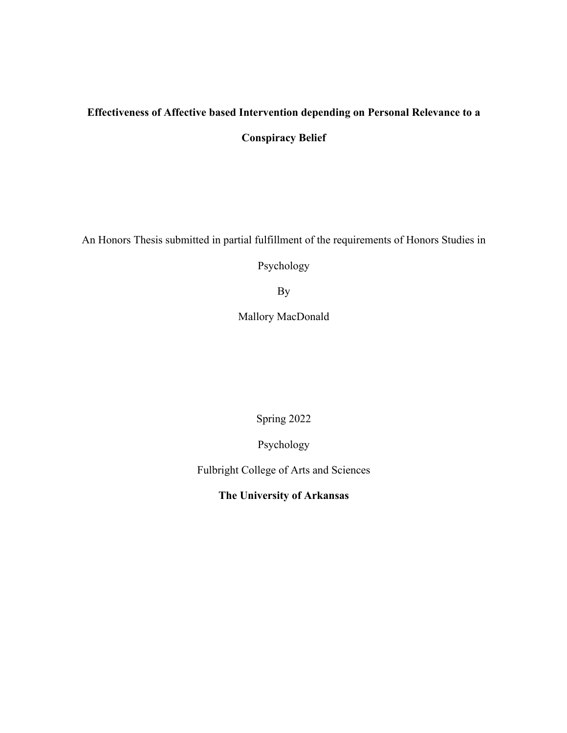**Effectiveness of Affective based Intervention depending on Personal Relevance to a Conspiracy Belief**

An Honors Thesis submitted in partial fulfillment of the requirements of Honors Studies in Psychology

By

Mallory MacDonald

Spring 2022

Psychology

Fulbright College of Arts and Sciences

**The University of Arkansas**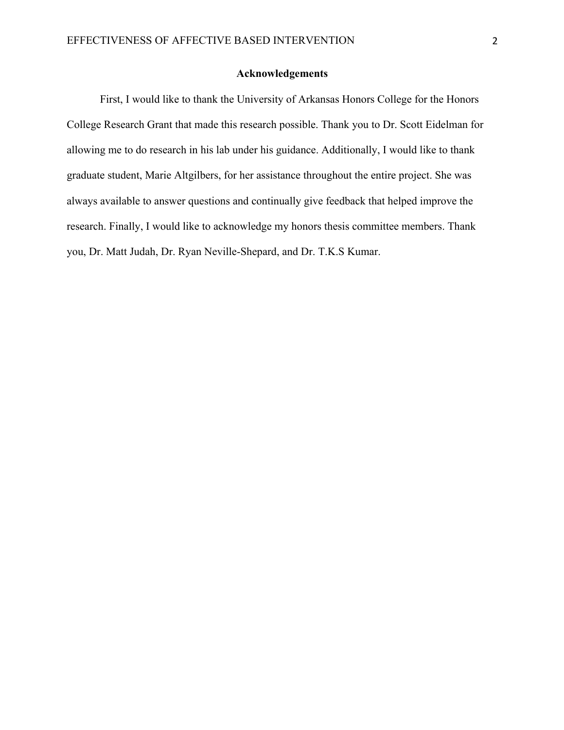## Acknowledgements

First, I would like to thank the University of Arkansas Honors College for the Honors College Research Grant that made this research possible. Thank you to Dr. Scott Eidelman for allowing me to do research in his lab under his guidance. Additionally, I would like to thank graduate student, Marie Altgilbers, for her assistance throughout the entire project. She was always available to answer questions and continually give feedback that helped improve the research. Finally, I would like to acknowledge my honors thesis committee members. Thank you, Dr. Matt Judah, Dr. Ryan Neville-Shepard, and Dr. T.K.S Kumar.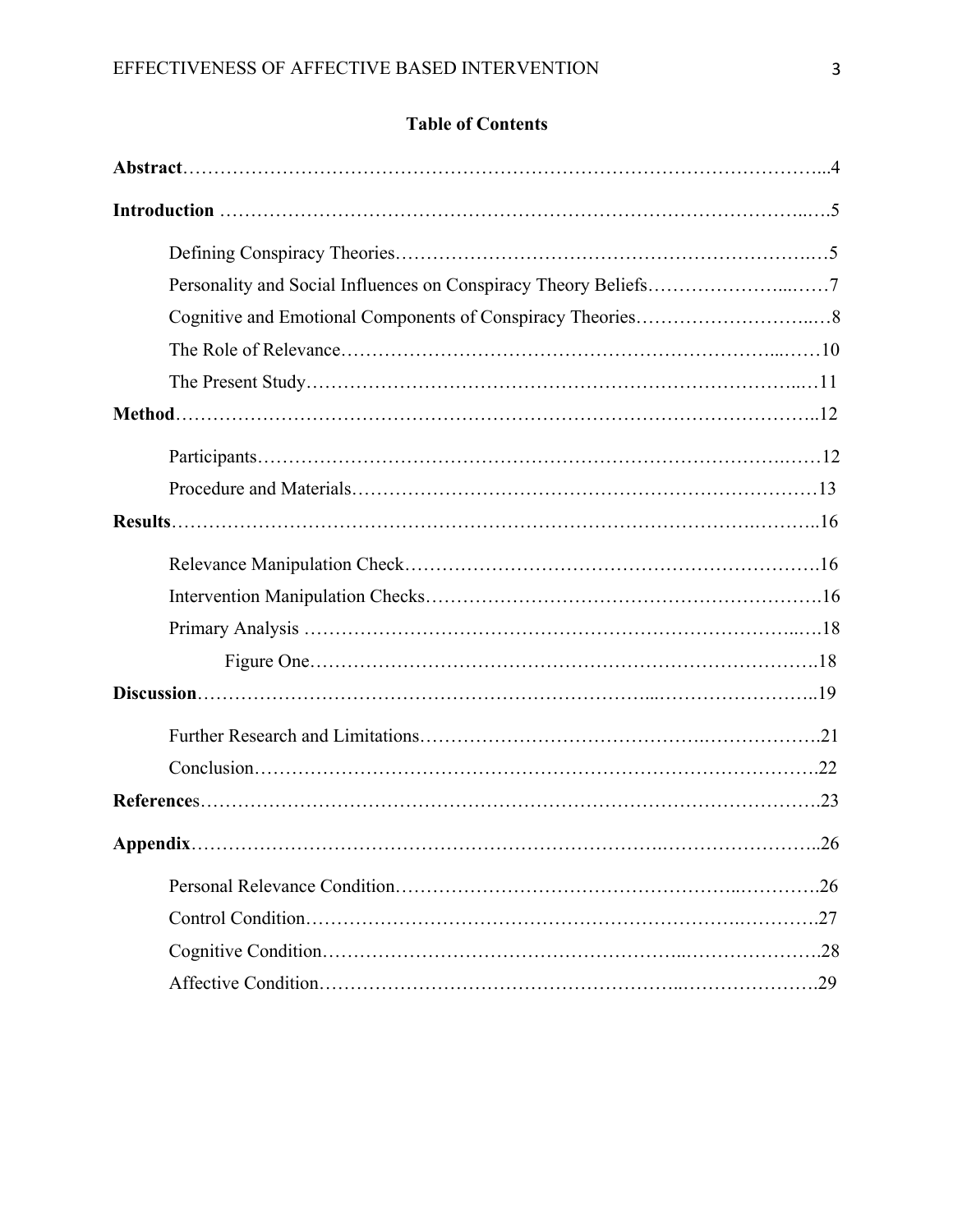## Table of Contents

**Abstract**……………………………………………………………………………………...4

**Introduction** ……………………………………………………………………………...….5

Defining Conspiracy Theories……………………………………………………….…5

Personality and Social Influences on Conspiracy Theory Beliefs…………………...……7

Cognitive and Emotional Components of Conspiracy Theories………………………..…8

The Role of Relevance…………………………………………………………...……10

The Present Study……………………………………………………………………...…11

**Method**……………………………………………………………………………………..12

Participants……………………………………………………………………….……12

Procedure and Materials…………………………………………………………………13

**Results**…………………………………………………………………………….………..16

Relevance Manipulation Check……………………………………………………….16

Intervention Manipulation Checks…………………………………………………….16

Primary Analysis ………………………………………………………………………...…18

Figure One…………………………………………………………………….18

**Discussion**…………………………………………………………...……………………..19

Further Research and Limitations……………………………………….……………….21

Conclusion…………………………………………………………………….……….22

**References**…………………………………………………………………….…………….23

**Appendix**…………………………………………………………….……………………..26

Personal Relevance Condition……………………………………………..………….26

Control Condition……………………………………………………………..………..27

Cognitive Condition…….…………………………………………...………………….28

Affective Condition……………………………………………...………………….29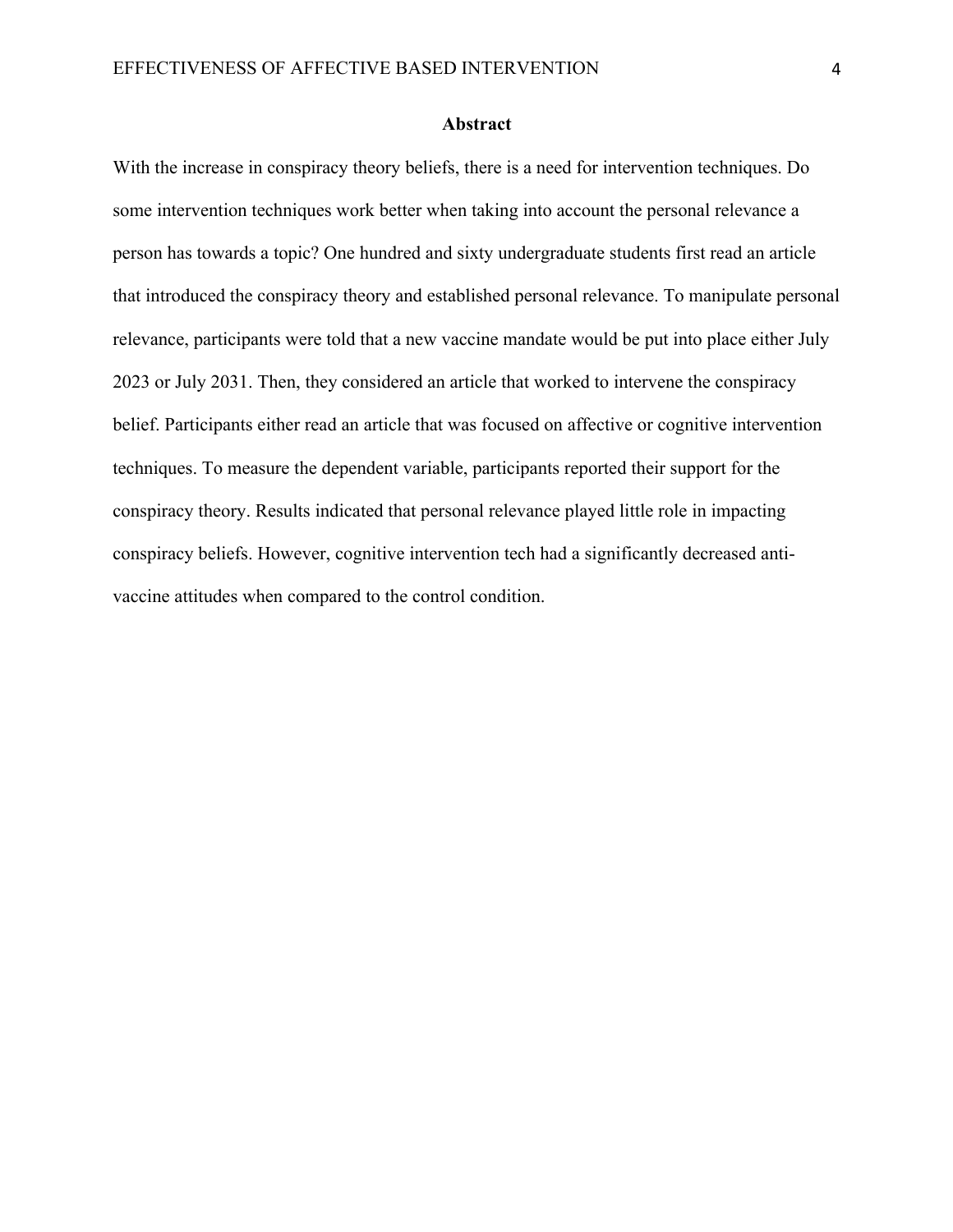# Abstract

With the increase in conspiracy theory beliefs, there is a need for intervention techniques. Do some intervention techniques work better when taking into account the personal relevance a person has towards a topic? One hundred and sixty undergraduate students first read an article that introduced the conspiracy theory and established personal relevance. To manipulate personal relevance, participants were told that a new vaccine mandate would be put into place either July 2023 or July 2031. Then, they considered an article that worked to intervene the conspiracy belief. Participants either read an article that was focused on affective or cognitive intervention techniques. To measure the dependent variable, participants reported their support for the conspiracy theory. Results indicated that personal relevance played little role in impacting conspiracy beliefs. However, cognitive intervention tech had a significantly decreased anti-vaccine attitudes when compared to the control condition.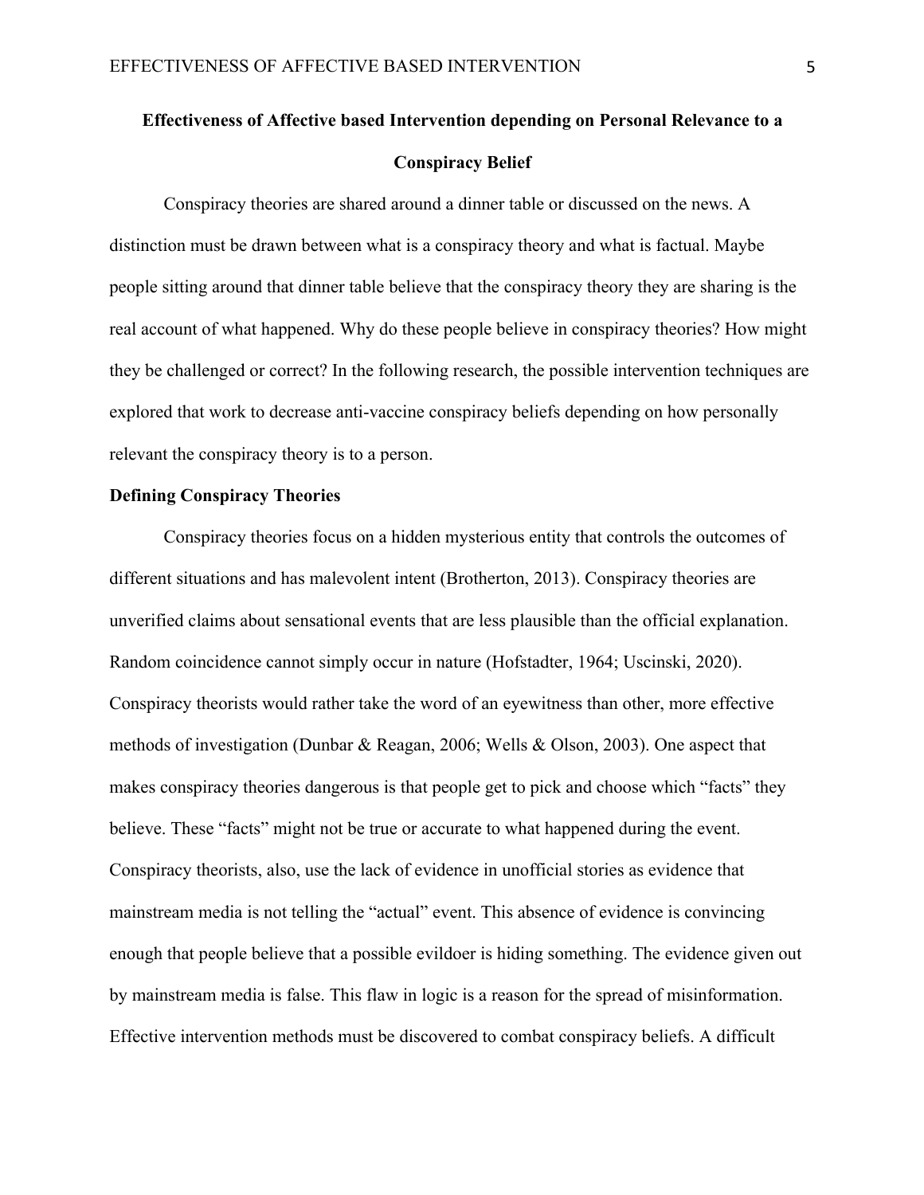**Effectiveness of Affective based Intervention depending on Personal Relevance to a Conspiracy Belief**

Conspiracy theories are shared around a dinner table or discussed on the news. A distinction must be drawn between what is a conspiracy theory and what is factual. Maybe people sitting around that dinner table believe that the conspiracy theory they are sharing is the real account of what happened. Why do these people believe in conspiracy theories? How might they be challenged or correct? In the following research, the possible intervention techniques are explored that work to decrease anti-vaccine conspiracy beliefs depending on how personally relevant the conspiracy theory is to a person.

### Defining Conspiracy Theories

Conspiracy theories focus on a hidden mysterious entity that controls the outcomes of different situations and has malevolent intent (Brotherton, 2013). Conspiracy theories are unverified claims about sensational events that are less plausible than the official explanation. Random coincidence cannot simply occur in nature (Hofstadter, 1964; Uscinski, 2020). Conspiracy theorists would rather take the word of an eyewitness than other, more effective methods of investigation (Dunbar & Reagan, 2006; Wells & Olson, 2003). One aspect that makes conspiracy theories dangerous is that people get to pick and choose which "facts" they believe. These "facts" might not be true or accurate to what happened during the event. Conspiracy theorists, also, use the lack of evidence in unofficial stories as evidence that mainstream media is not telling the "actual" event. This absence of evidence is convincing enough that people believe that a possible evildoer is hiding something. The evidence given out by mainstream media is false. This flaw in logic is a reason for the spread of misinformation. Effective intervention methods must be discovered to combat conspiracy beliefs. A difficult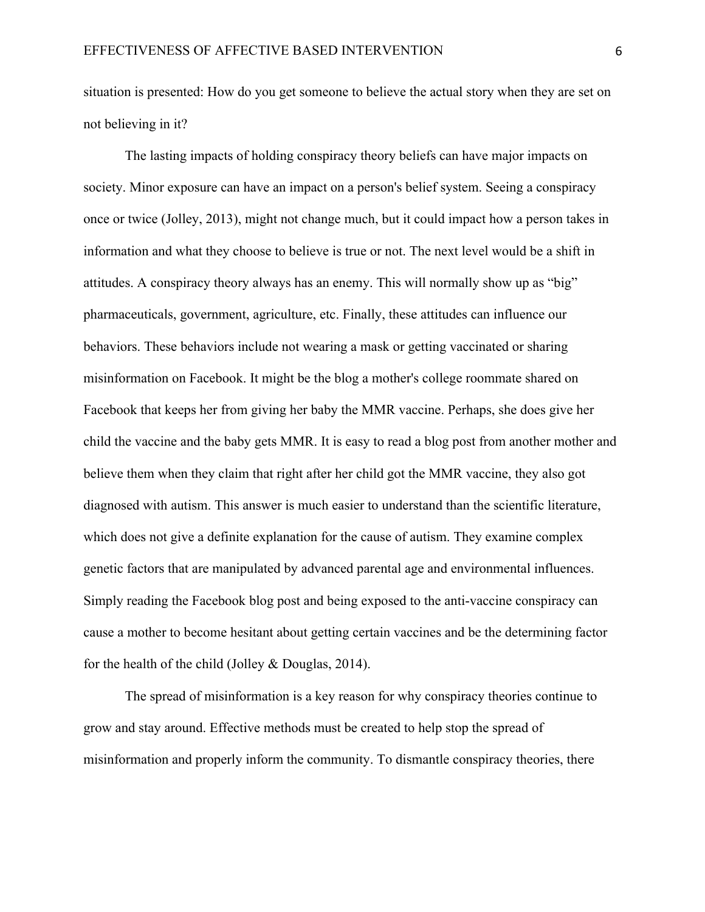situation is presented: How do you get someone to believe the actual story when they are set on not believing in it?

The lasting impacts of holding conspiracy theory beliefs can have major impacts on society. Minor exposure can have an impact on a person's belief system. Seeing a conspiracy once or twice (Jolley, 2013), might not change much, but it could impact how a person takes in information and what they choose to believe is true or not. The next level would be a shift in attitudes. A conspiracy theory always has an enemy. This will normally show up as "big" pharmaceuticals, government, agriculture, etc. Finally, these attitudes can influence our behaviors. These behaviors include not wearing a mask or getting vaccinated or sharing misinformation on Facebook. It might be the blog a mother's college roommate shared on Facebook that keeps her from giving her baby the MMR vaccine. Perhaps, she does give her child the vaccine and the baby gets MMR. It is easy to read a blog post from another mother and believe them when they claim that right after her child got the MMR vaccine, they also got diagnosed with autism. This answer is much easier to understand than the scientific literature, which does not give a definite explanation for the cause of autism. They examine complex genetic factors that are manipulated by advanced parental age and environmental influences. Simply reading the Facebook blog post and being exposed to the anti-vaccine conspiracy can cause a mother to become hesitant about getting certain vaccines and be the determining factor for the health of the child (Jolley & Douglas, 2014).

The spread of misinformation is a key reason for why conspiracy theories continue to grow and stay around. Effective methods must be created to help stop the spread of misinformation and properly inform the community. To dismantle conspiracy theories, there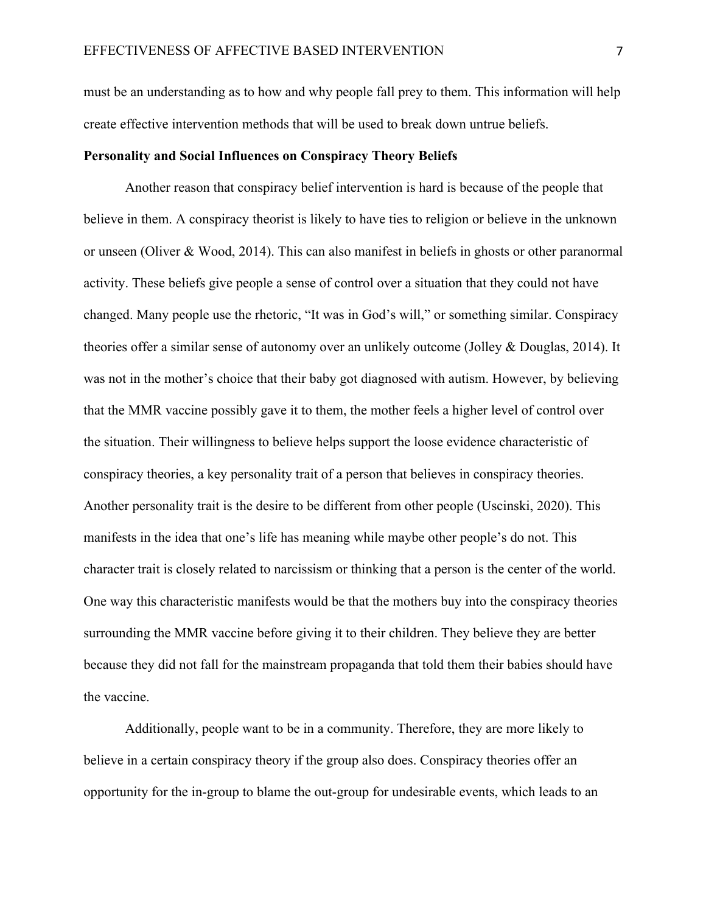must be an understanding as to how and why people fall prey to them. This information will help create effective intervention methods that will be used to break down untrue beliefs.

**Personality and Social Influences on Conspiracy Theory Beliefs**

Another reason that conspiracy belief intervention is hard is because of the people that believe in them. A conspiracy theorist is likely to have ties to religion or believe in the unknown or unseen (Oliver & Wood, 2014). This can also manifest in beliefs in ghosts or other paranormal activity. These beliefs give people a sense of control over a situation that they could not have changed. Many people use the rhetoric, "It was in God's will," or something similar. Conspiracy theories offer a similar sense of autonomy over an unlikely outcome (Jolley & Douglas, 2014). It was not in the mother's choice that their baby got diagnosed with autism. However, by believing that the MMR vaccine possibly gave it to them, the mother feels a higher level of control over the situation. Their willingness to believe helps support the loose evidence characteristic of conspiracy theories, a key personality trait of a person that believes in conspiracy theories. Another personality trait is the desire to be different from other people (Uscinski, 2020). This manifests in the idea that one's life has meaning while maybe other people's do not. This character trait is closely related to narcissism or thinking that a person is the center of the world. One way this characteristic manifests would be that the mothers buy into the conspiracy theories surrounding the MMR vaccine before giving it to their children. They believe they are better because they did not fall for the mainstream propaganda that told them their babies should have the vaccine.

Additionally, people want to be in a community. Therefore, they are more likely to believe in a certain conspiracy theory if the group also does. Conspiracy theories offer an opportunity for the in-group to blame the out-group for undesirable events, which leads to an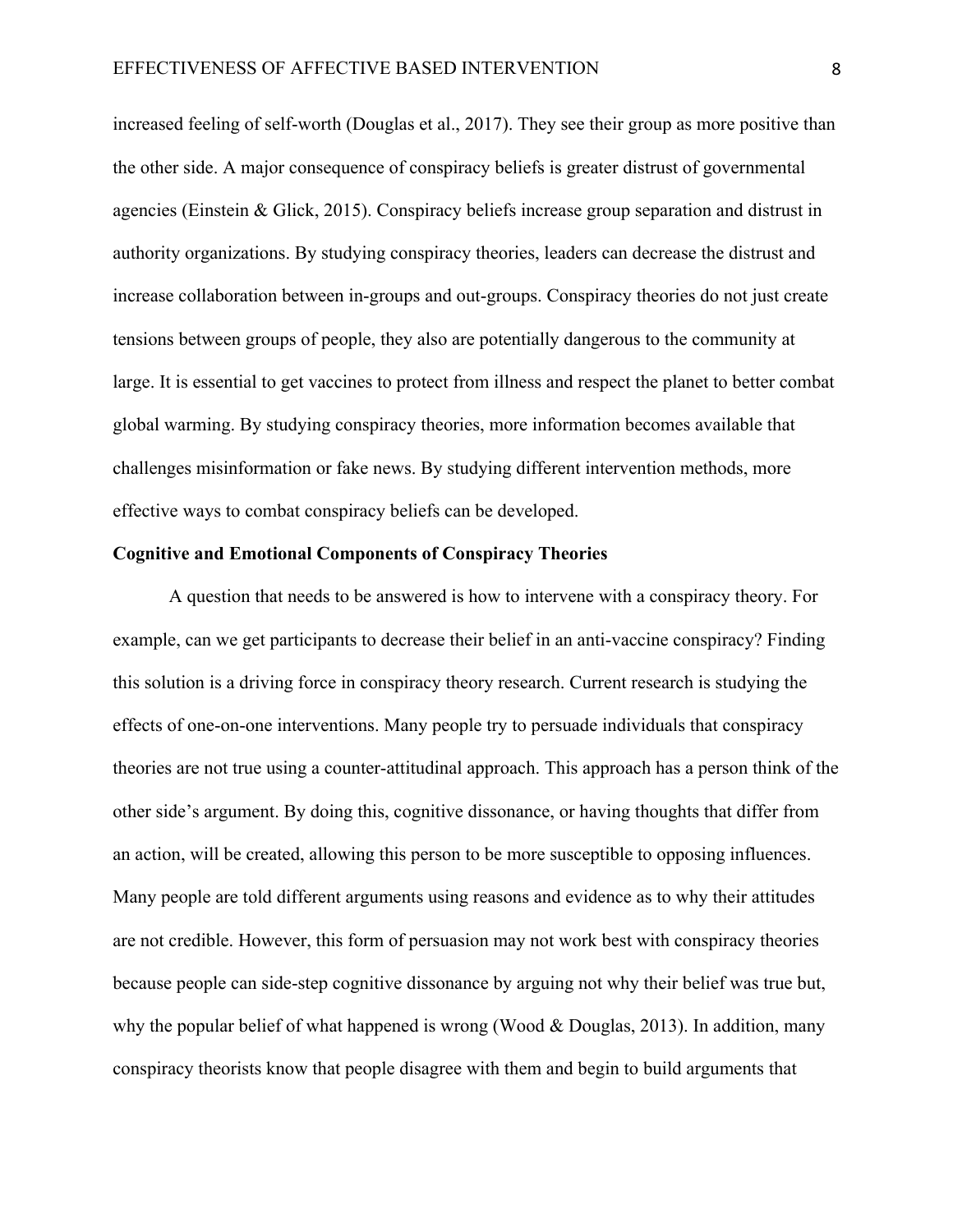increased feeling of self-worth (Douglas et al., 2017). They see their group as more positive than the other side. A major consequence of conspiracy beliefs is greater distrust of governmental agencies (Einstein & Glick, 2015). Conspiracy beliefs increase group separation and distrust in authority organizations. By studying conspiracy theories, leaders can decrease the distrust and increase collaboration between in-groups and out-groups. Conspiracy theories do not just create tensions between groups of people, they also are potentially dangerous to the community at large. It is essential to get vaccines to protect from illness and respect the planet to better combat global warming. By studying conspiracy theories, more information becomes available that challenges misinformation or fake news. By studying different intervention methods, more effective ways to combat conspiracy beliefs can be developed.

**Cognitive and Emotional Components of Conspiracy Theories**

A question that needs to be answered is how to intervene with a conspiracy theory. For example, can we get participants to decrease their belief in an anti-vaccine conspiracy? Finding this solution is a driving force in conspiracy theory research. Current research is studying the effects of one-on-one interventions. Many people try to persuade individuals that conspiracy theories are not true using a counter-attitudinal approach. This approach has a person think of the other side's argument. By doing this, cognitive dissonance, or having thoughts that differ from an action, will be created, allowing this person to be more susceptible to opposing influences. Many people are told different arguments using reasons and evidence as to why their attitudes are not credible. However, this form of persuasion may not work best with conspiracy theories because people can side-step cognitive dissonance by arguing not why their belief was true but, why the popular belief of what happened is wrong (Wood & Douglas, 2013). In addition, many conspiracy theorists know that people disagree with them and begin to build arguments that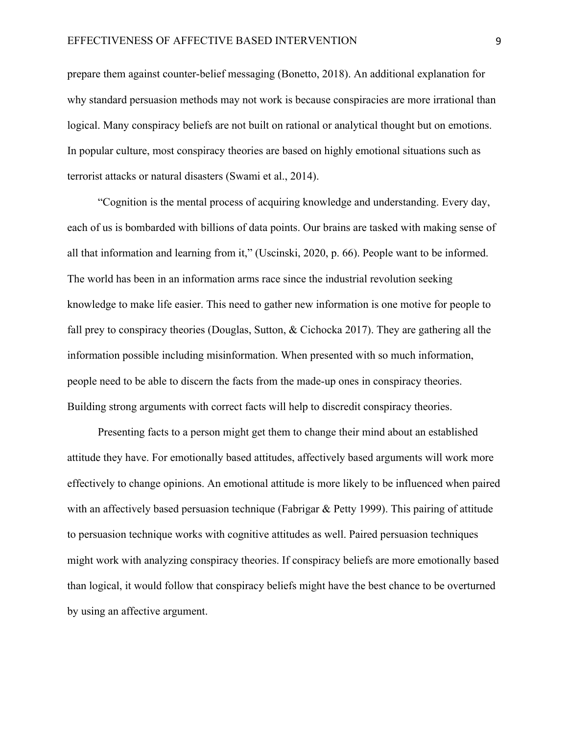prepare them against counter-belief messaging (Bonetto, 2018). An additional explanation for why standard persuasion methods may not work is because conspiracies are more irrational than logical. Many conspiracy beliefs are not built on rational or analytical thought but on emotions. In popular culture, most conspiracy theories are based on highly emotional situations such as terrorist attacks or natural disasters (Swami et al., 2014).

"Cognition is the mental process of acquiring knowledge and understanding. Every day, each of us is bombarded with billions of data points. Our brains are tasked with making sense of all that information and learning from it," (Uscinski, 2020, p. 66). People want to be informed. The world has been in an information arms race since the industrial revolution seeking knowledge to make life easier. This need to gather new information is one motive for people to fall prey to conspiracy theories (Douglas, Sutton, & Cichocka 2017). They are gathering all the information possible including misinformation. When presented with so much information, people need to be able to discern the facts from the made-up ones in conspiracy theories. Building strong arguments with correct facts will help to discredit conspiracy theories.

Presenting facts to a person might get them to change their mind about an established attitude they have. For emotionally based attitudes, affectively based arguments will work more effectively to change opinions. An emotional attitude is more likely to be influenced when paired with an affectively based persuasion technique (Fabrigar & Petty 1999). This pairing of attitude to persuasion technique works with cognitive attitudes as well. Paired persuasion techniques might work with analyzing conspiracy theories. If conspiracy beliefs are more emotionally based than logical, it would follow that conspiracy beliefs might have the best chance to be overturned by using an affective argument.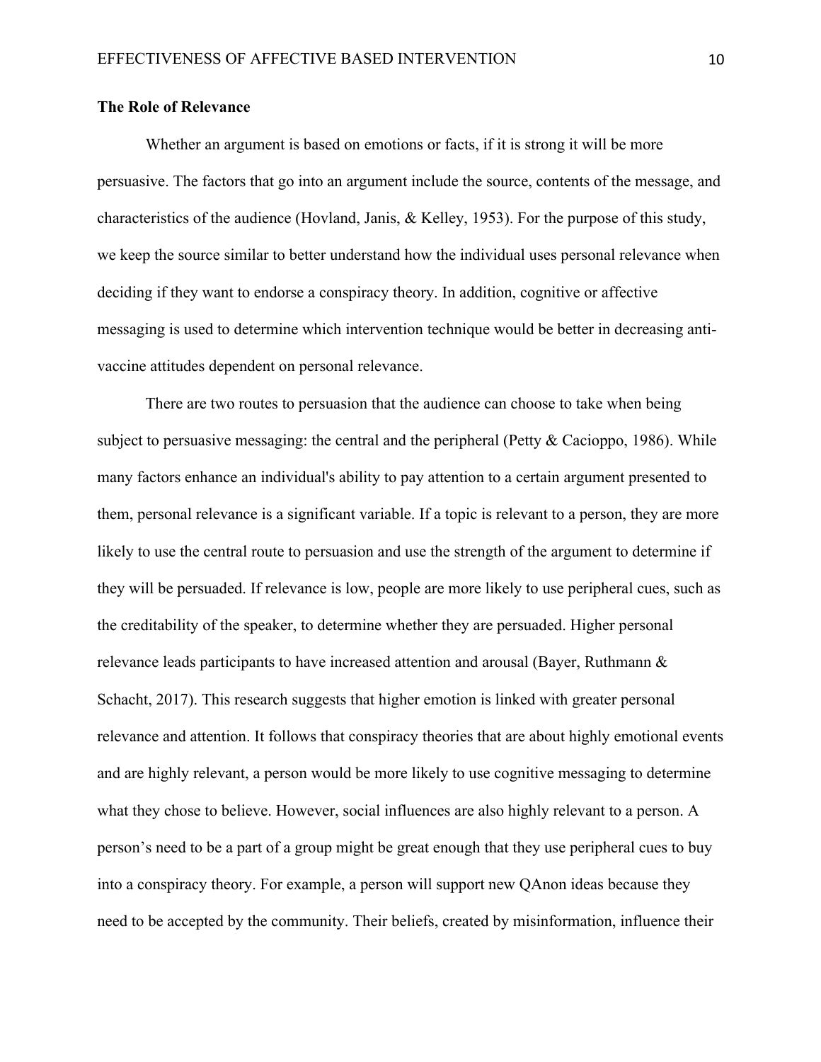**The Role of Relevance**

Whether an argument is based on emotions or facts, if it is strong it will be more persuasive. The factors that go into an argument include the source, contents of the message, and characteristics of the audience (Hovland, Janis, & Kelley, 1953). For the purpose of this study, we keep the source similar to better understand how the individual uses personal relevance when deciding if they want to endorse a conspiracy theory. In addition, cognitive or affective messaging is used to determine which intervention technique would be better in decreasing anti-vaccine attitudes dependent on personal relevance.

There are two routes to persuasion that the audience can choose to take when being subject to persuasive messaging: the central and the peripheral (Petty & Cacioppo, 1986). While many factors enhance an individual's ability to pay attention to a certain argument presented to them, personal relevance is a significant variable. If a topic is relevant to a person, they are more likely to use the central route to persuasion and use the strength of the argument to determine if they will be persuaded. If relevance is low, people are more likely to use peripheral cues, such as the creditability of the speaker, to determine whether they are persuaded. Higher personal relevance leads participants to have increased attention and arousal (Bayer, Ruthmann & Schacht, 2017). This research suggests that higher emotion is linked with greater personal relevance and attention. It follows that conspiracy theories that are about highly emotional events and are highly relevant, a person would be more likely to use cognitive messaging to determine what they chose to believe. However, social influences are also highly relevant to a person. A person's need to be a part of a group might be great enough that they use peripheral cues to buy into a conspiracy theory. For example, a person will support new QAnon ideas because they need to be accepted by the community. Their beliefs, created by misinformation, influence their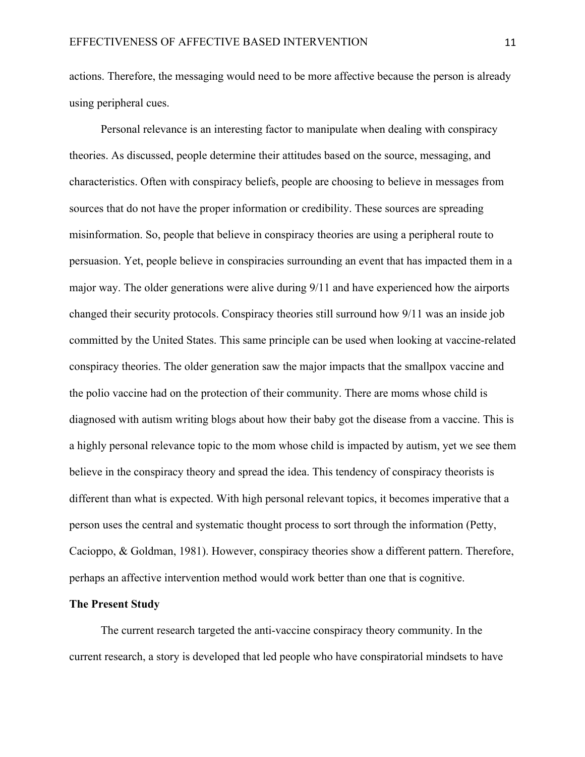actions. Therefore, the messaging would need to be more affective because the person is already using peripheral cues.

Personal relevance is an interesting factor to manipulate when dealing with conspiracy theories. As discussed, people determine their attitudes based on the source, messaging, and characteristics. Often with conspiracy beliefs, people are choosing to believe in messages from sources that do not have the proper information or credibility. These sources are spreading misinformation. So, people that believe in conspiracy theories are using a peripheral route to persuasion. Yet, people believe in conspiracies surrounding an event that has impacted them in a major way. The older generations were alive during 9/11 and have experienced how the airports changed their security protocols. Conspiracy theories still surround how 9/11 was an inside job committed by the United States. This same principle can be used when looking at vaccine-related conspiracy theories. The older generation saw the major impacts that the smallpox vaccine and the polio vaccine had on the protection of their community. There are moms whose child is diagnosed with autism writing blogs about how their baby got the disease from a vaccine. This is a highly personal relevance topic to the mom whose child is impacted by autism, yet we see them believe in the conspiracy theory and spread the idea. This tendency of conspiracy theorists is different than what is expected. With high personal relevant topics, it becomes imperative that a person uses the central and systematic thought process to sort through the information (Petty, Cacioppo, & Goldman, 1981). However, conspiracy theories show a different pattern. Therefore, perhaps an affective intervention method would work better than one that is cognitive.

**The Present Study**

The current research targeted the anti-vaccine conspiracy theory community. In the current research, a story is developed that led people who have conspiratorial mindsets to have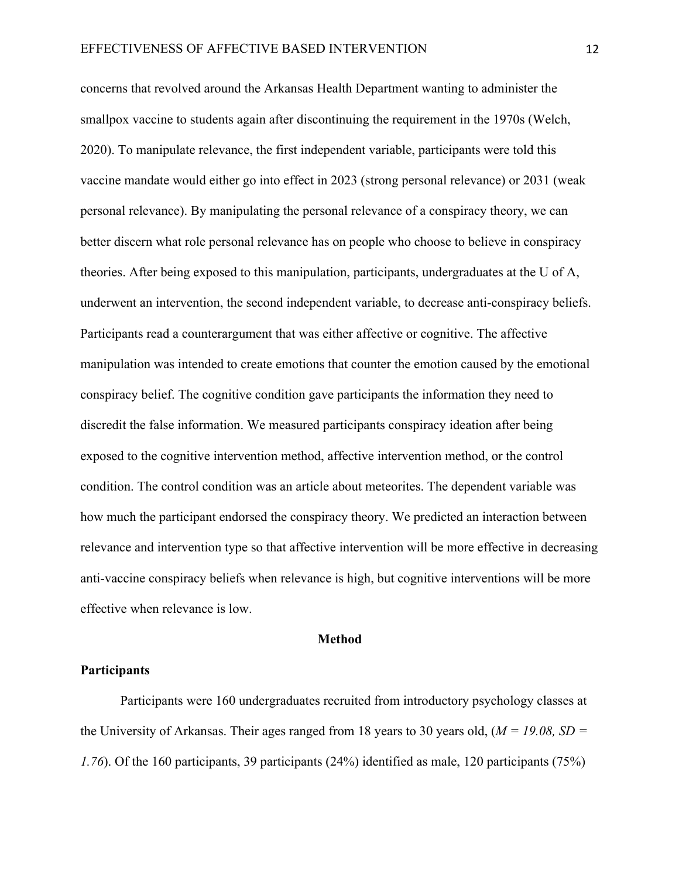concerns that revolved around the Arkansas Health Department wanting to administer the smallpox vaccine to students again after discontinuing the requirement in the 1970s (Welch, 2020). To manipulate relevance, the first independent variable, participants were told this vaccine mandate would either go into effect in 2023 (strong personal relevance) or 2031 (weak personal relevance). By manipulating the personal relevance of a conspiracy theory, we can better discern what role personal relevance has on people who choose to believe in conspiracy theories. After being exposed to this manipulation, participants, undergraduates at the U of A, underwent an intervention, the second independent variable, to decrease anti-conspiracy beliefs. Participants read a counterargument that was either affective or cognitive. The affective manipulation was intended to create emotions that counter the emotion caused by the emotional conspiracy belief. The cognitive condition gave participants the information they need to discredit the false information. We measured participants conspiracy ideation after being exposed to the cognitive intervention method, affective intervention method, or the control condition. The control condition was an article about meteorites. The dependent variable was how much the participant endorsed the conspiracy theory. We predicted an interaction between relevance and intervention type so that affective intervention will be more effective in decreasing anti-vaccine conspiracy beliefs when relevance is high, but cognitive interventions will be more effective when relevance is low.

## Method

### Participants

Participants were 160 undergraduates recruited from introductory psychology classes at the University of Arkansas. Their ages ranged from 18 years to 30 years old, ($M = 19.08$, $SD = 1.76$). Of the 160 participants, 39 participants (24%) identified as male, 120 participants (75%)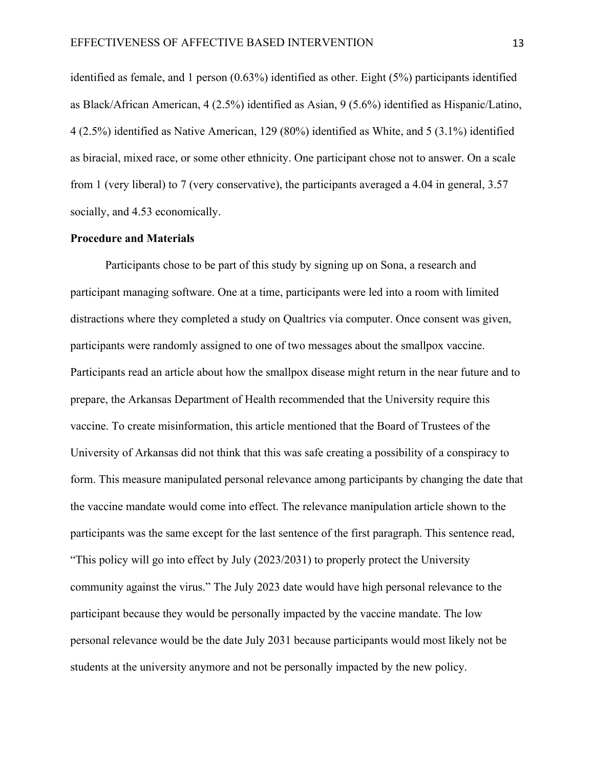identified as female, and 1 person (0.63%) identified as other. Eight (5%) participants identified as Black/African American, 4 (2.5%) identified as Asian, 9 (5.6%) identified as Hispanic/Latino, 4 (2.5%) identified as Native American, 129 (80%) identified as White, and 5 (3.1%) identified as biracial, mixed race, or some other ethnicity. One participant chose not to answer. On a scale from 1 (very liberal) to 7 (very conservative), the participants averaged a 4.04 in general, 3.57 socially, and 4.53 economically.

**Procedure and Materials**

Participants chose to be part of this study by signing up on Sona, a research and participant managing software. One at a time, participants were led into a room with limited distractions where they completed a study on Qualtrics via computer. Once consent was given, participants were randomly assigned to one of two messages about the smallpox vaccine. Participants read an article about how the smallpox disease might return in the near future and to prepare, the Arkansas Department of Health recommended that the University require this vaccine. To create misinformation, this article mentioned that the Board of Trustees of the University of Arkansas did not think that this was safe creating a possibility of a conspiracy to form. This measure manipulated personal relevance among participants by changing the date that the vaccine mandate would come into effect. The relevance manipulation article shown to the participants was the same except for the last sentence of the first paragraph. This sentence read, "This policy will go into effect by July (2023/2031) to properly protect the University community against the virus." The July 2023 date would have high personal relevance to the participant because they would be personally impacted by the vaccine mandate. The low personal relevance would be the date July 2031 because participants would most likely not be students at the university anymore and not be personally impacted by the new policy.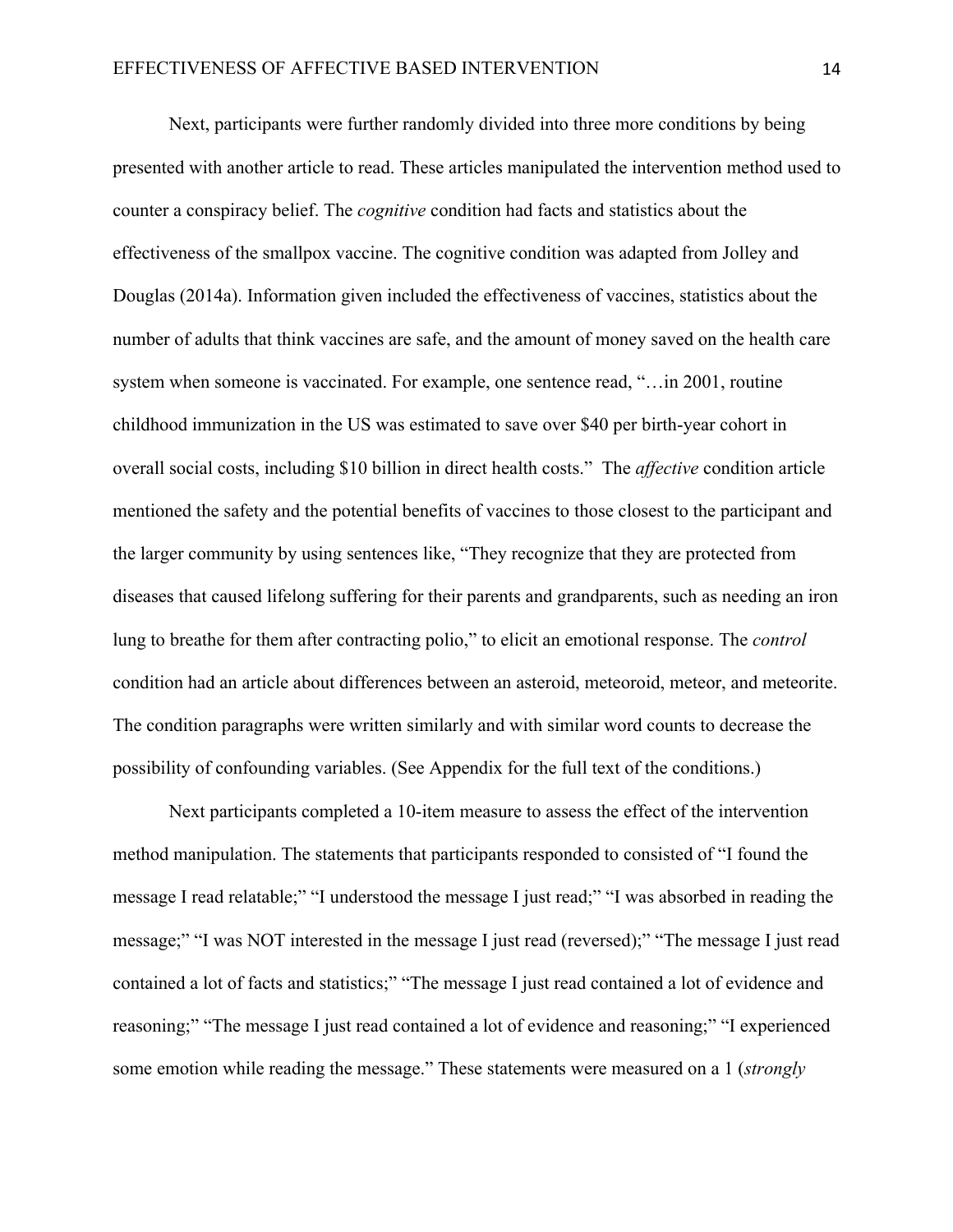Next, participants were further randomly divided into three more conditions by being presented with another article to read. These articles manipulated the intervention method used to counter a conspiracy belief. The *cognitive* condition had facts and statistics about the effectiveness of the smallpox vaccine. The cognitive condition was adapted from Jolley and Douglas (2014a). Information given included the effectiveness of vaccines, statistics about the number of adults that think vaccines are safe, and the amount of money saved on the health care system when someone is vaccinated. For example, one sentence read, "…in 2001, routine childhood immunization in the US was estimated to save over $40 per birth-year cohort in overall social costs, including $10 billion in direct health costs." The *affective* condition article mentioned the safety and the potential benefits of vaccines to those closest to the participant and the larger community by using sentences like, "They recognize that they are protected from diseases that caused lifelong suffering for their parents and grandparents, such as needing an iron lung to breathe for them after contracting polio," to elicit an emotional response. The *control* condition had an article about differences between an asteroid, meteoroid, meteor, and meteorite. The condition paragraphs were written similarly and with similar word counts to decrease the possibility of confounding variables. (See Appendix for the full text of the conditions.)

Next participants completed a 10-item measure to assess the effect of the intervention method manipulation. The statements that participants responded to consisted of "I found the message I read relatable;" "I understood the message I just read;" "I was absorbed in reading the message;" "I was NOT interested in the message I just read (reversed);" "The message I just read contained a lot of facts and statistics;" "The message I just read contained a lot of evidence and reasoning;" "The message I just read contained a lot of evidence and reasoning;" "I experienced some emotion while reading the message." These statements were measured on a 1 (*strongly*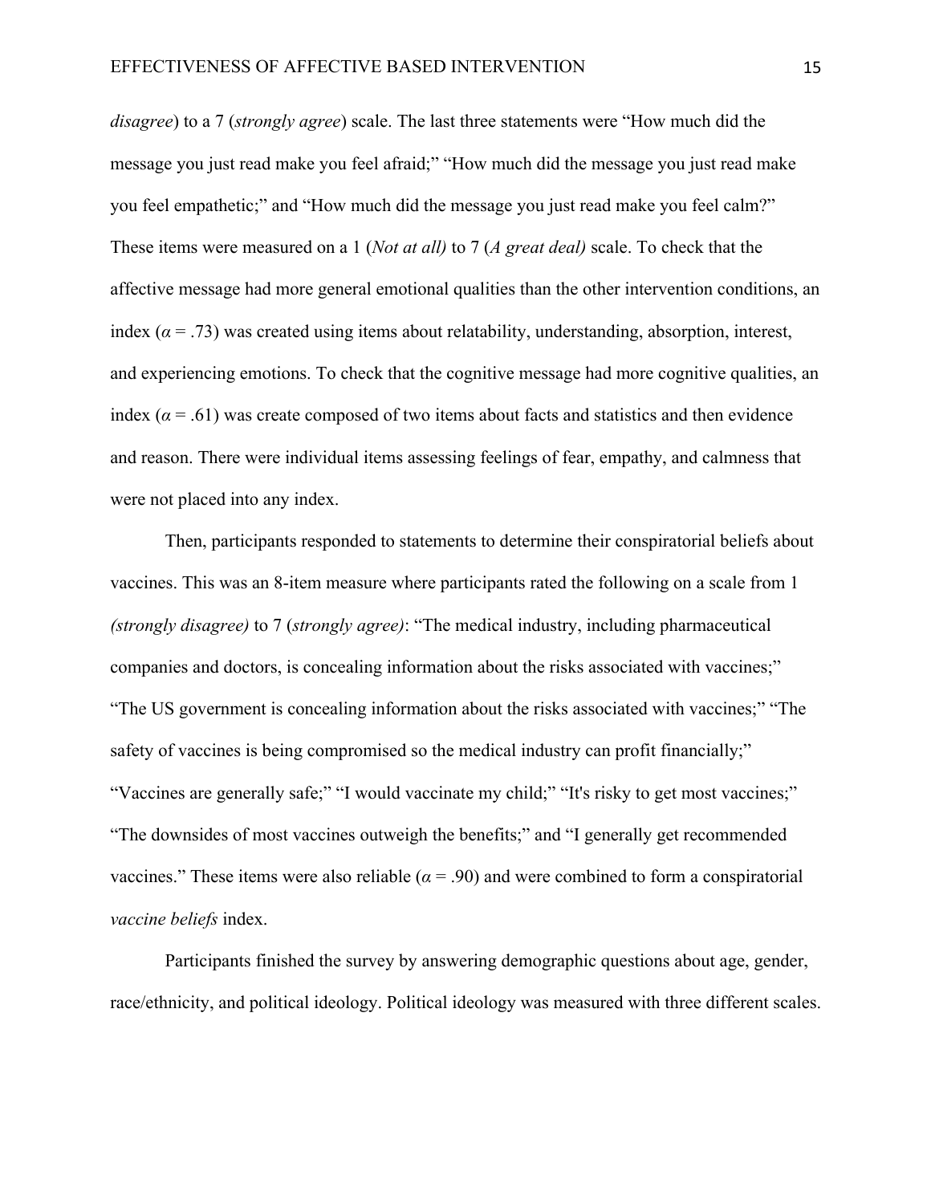*disagree*) to a 7 (*strongly agree*) scale. The last three statements were "How much did the message you just read make you feel afraid;" "How much did the message you just read make you feel empathetic;" and "How much did the message you just read make you feel calm?" These items were measured on a 1 (*Not at all)* to 7 (*A great deal)* scale. To check that the affective message had more general emotional qualities than the other intervention conditions, an index ($\alpha$ = .73) was created using items about relatability, understanding, absorption, interest, and experiencing emotions. To check that the cognitive message had more cognitive qualities, an index ($\alpha$ = .61) was create composed of two items about facts and statistics and then evidence and reason. There were individual items assessing feelings of fear, empathy, and calmness that were not placed into any index.

Then, participants responded to statements to determine their conspiratorial beliefs about vaccines. This was an 8-item measure where participants rated the following on a scale from 1 *(strongly disagree)* to 7 (*strongly agree)*: "The medical industry, including pharmaceutical companies and doctors, is concealing information about the risks associated with vaccines;" "The US government is concealing information about the risks associated with vaccines;" "The safety of vaccines is being compromised so the medical industry can profit financially;" "Vaccines are generally safe;" "I would vaccinate my child;" "It's risky to get most vaccines;" "The downsides of most vaccines outweigh the benefits;" and "I generally get recommended vaccines." These items were also reliable ($\alpha$ = .90) and were combined to form a conspiratorial *vaccine beliefs* index.

Participants finished the survey by answering demographic questions about age, gender, race/ethnicity, and political ideology. Political ideology was measured with three different scales.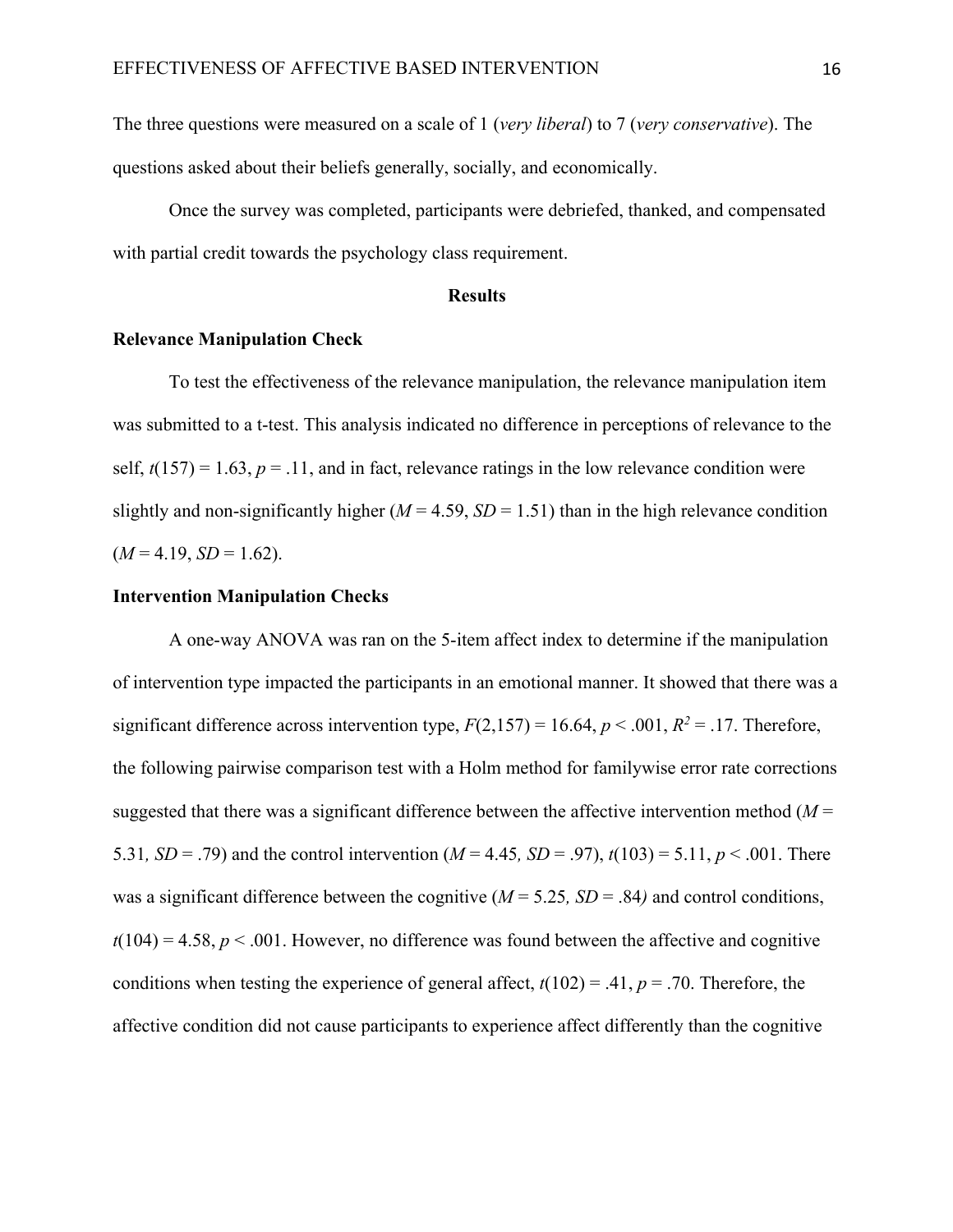The three questions were measured on a scale of 1 (*very liberal*) to 7 (*very conservative*). The questions asked about their beliefs generally, socially, and economically.

Once the survey was completed, participants were debriefed, thanked, and compensated with partial credit towards the psychology class requirement.

## Results

### Relevance Manipulation Check

To test the effectiveness of the relevance manipulation, the relevance manipulation item was submitted to a t-test. This analysis indicated no difference in perceptions of relevance to the self, $t(157) = 1.63$, $p = .11$, and in fact, relevance ratings in the low relevance condition were slightly and non-significantly higher ($M = 4.59$, $SD = 1.51$) than in the high relevance condition ($M = 4.19$, $SD = 1.62$).

### Intervention Manipulation Checks

A one-way ANOVA was ran on the 5-item affect index to determine if the manipulation of intervention type impacted the participants in an emotional manner. It showed that there was a significant difference across intervention type, $F(2,157) = 16.64$, $p < .001$, $R^2 = .17$. Therefore, the following pairwise comparison test with a Holm method for familywise error rate corrections suggested that there was a significant difference between the affective intervention method ($M = 5.31$, $SD = .79$) and the control intervention ($M = 4.45$, $SD = .97$), $t(103) = 5.11$, $p < .001$. There was a significant difference between the cognitive ($M = 5.25$, $SD = .84$) and control conditions, $t(104) = 4.58$, $p < .001$. However, no difference was found between the affective and cognitive conditions when testing the experience of general affect, $t(102) = .41$, $p = .70$. Therefore, the affective condition did not cause participants to experience affect differently than the cognitive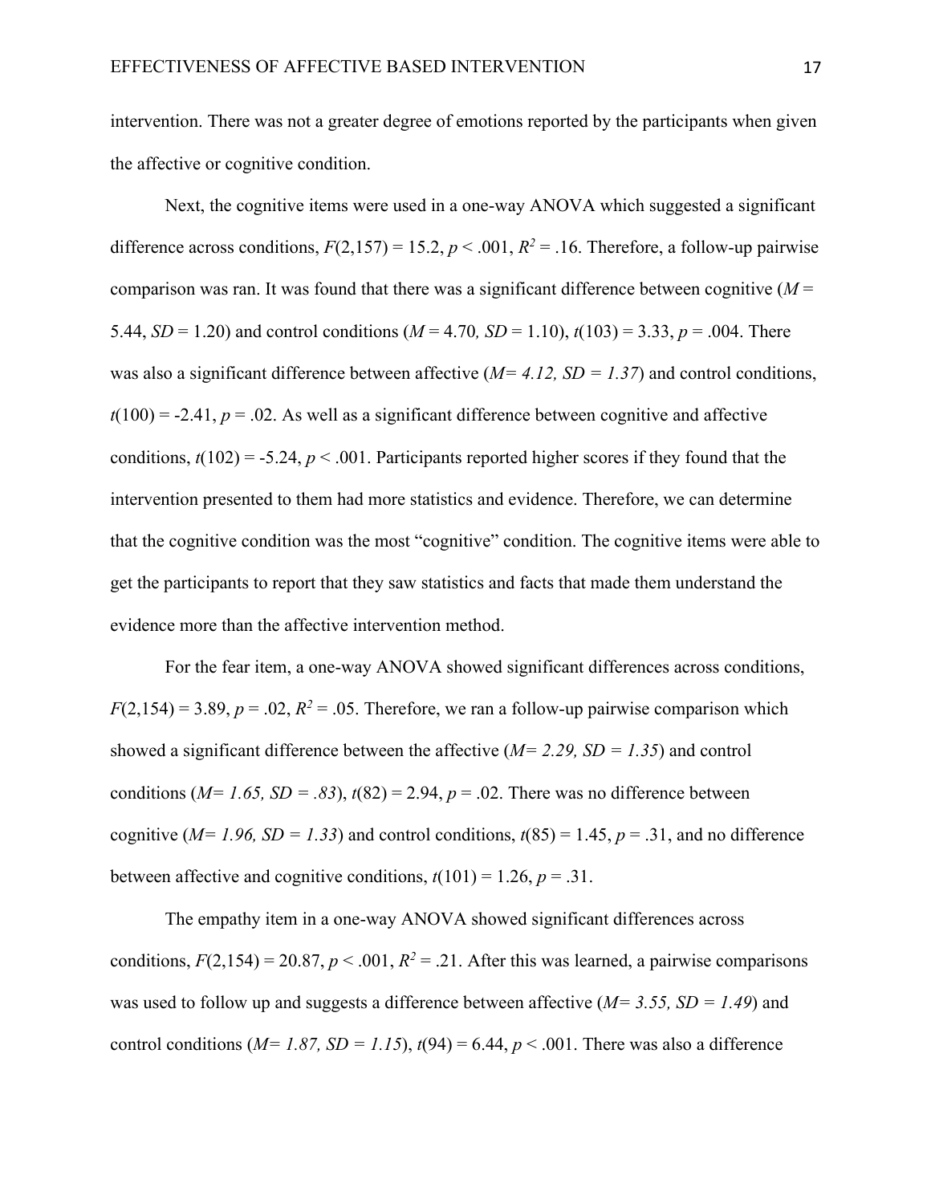intervention. There was not a greater degree of emotions reported by the participants when given the affective or cognitive condition.

Next, the cognitive items were used in a one-way ANOVA which suggested a significant difference across conditions, $F(2,157) = 15.2$, $p < .001$, $R^2 = .16$. Therefore, a follow-up pairwise comparison was ran. It was found that there was a significant difference between cognitive ($M = 5.44$, $SD = 1.20$) and control conditions ($M = 4.70$, $SD = 1.10$), $t(103) = 3.33$, $p = .004$. There was also a significant difference between affective ($M = 4.12$, $SD = 1.37$) and control conditions, $t(100) = -2.41$, $p = .02$. As well as a significant difference between cognitive and affective conditions, $t(102) = -5.24$, $p < .001$. Participants reported higher scores if they found that the intervention presented to them had more statistics and evidence. Therefore, we can determine that the cognitive condition was the most "cognitive" condition. The cognitive items were able to get the participants to report that they saw statistics and facts that made them understand the evidence more than the affective intervention method.

For the fear item, a one-way ANOVA showed significant differences across conditions, $F(2,154) = 3.89$, $p = .02$, $R^2 = .05$. Therefore, we ran a follow-up pairwise comparison which showed a significant difference between the affective ($M = 2.29$, $SD = 1.35$) and control conditions ($M = 1.65$, $SD = .83$), $t(82) = 2.94$, $p = .02$. There was no difference between cognitive ($M = 1.96$, $SD = 1.33$) and control conditions, $t(85) = 1.45$, $p = .31$, and no difference between affective and cognitive conditions, $t(101) = 1.26$, $p = .31$.

The empathy item in a one-way ANOVA showed significant differences across conditions, $F(2,154) = 20.87$, $p < .001$, $R^2 = .21$. After this was learned, a pairwise comparisons was used to follow up and suggests a difference between affective ($M = 3.55$, $SD = 1.49$) and control conditions ($M = 1.87$, $SD = 1.15$), $t(94) = 6.44$, $p < .001$. There was also a difference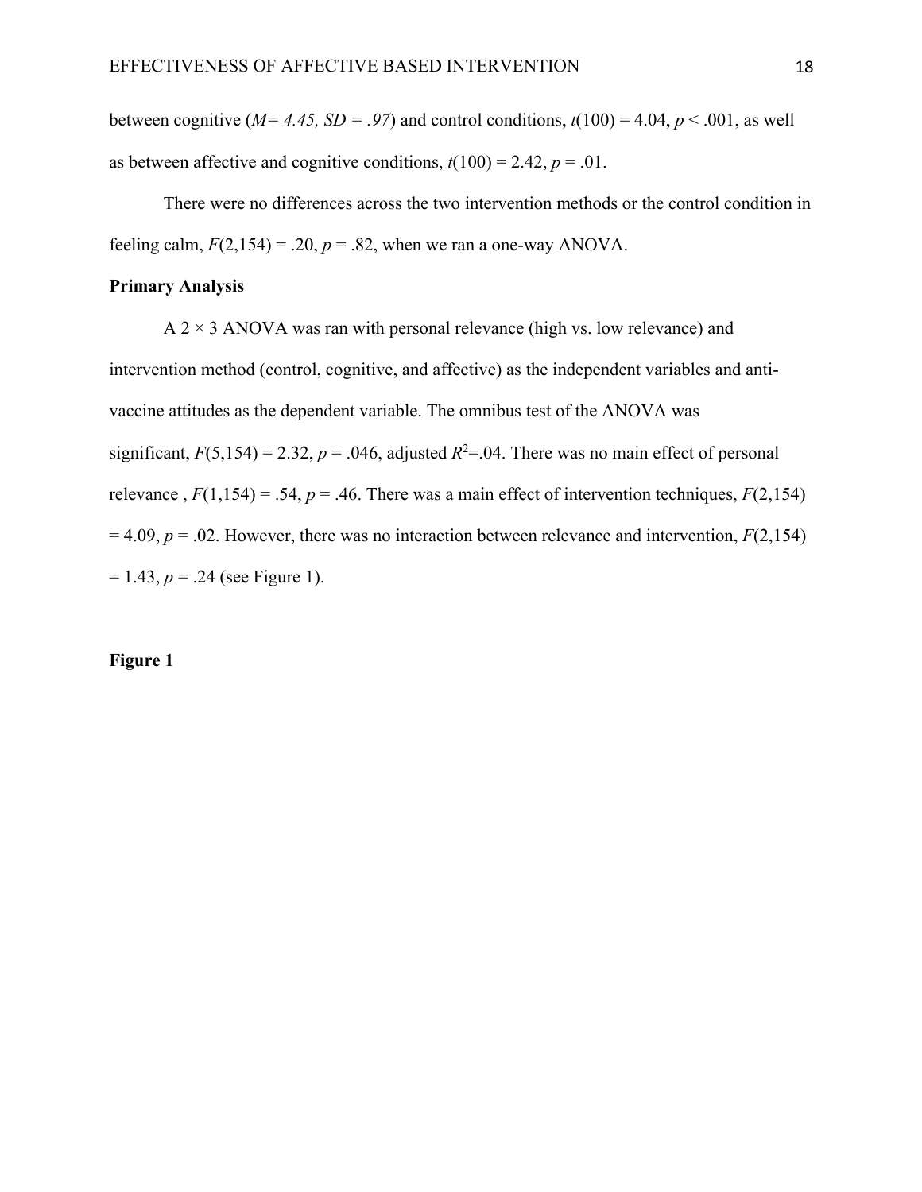between cognitive (*M= 4.45, SD = .97*) and control conditions, $t(100) = 4.04$, $p < .001$, as well as between affective and cognitive conditions, $t(100) = 2.42$, $p = .01$.

There were no differences across the two intervention methods or the control condition in feeling calm, $F(2,154) = .20$, $p = .82$, when we ran a one-way ANOVA.

**Primary Analysis**

A 2 × 3 ANOVA was ran with personal relevance (high vs. low relevance) and intervention method (control, cognitive, and affective) as the independent variables and anti-vaccine attitudes as the dependent variable. The omnibus test of the ANOVA was significant, $F(5,154) = 2.32$, $p = .046$, adjusted $R^2$=.04. There was no main effect of personal relevance , $F(1,154) = .54$, $p = .46$. There was a main effect of intervention techniques, $F(2,154) = 4.09$, $p = .02$. However, there was no interaction between relevance and intervention, $F(2,154) = 1.43$, $p = .24$ (see Figure 1).

**Figure 1**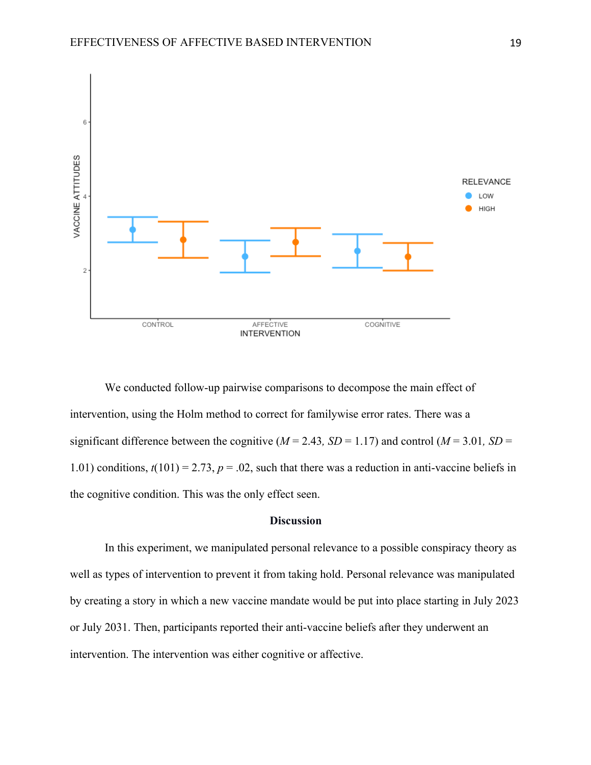We conducted follow-up pairwise comparisons to decompose the main effect of intervention, using the Holm method to correct for familywise error rates. There was a significant difference between the cognitive ($M = 2.43$, $SD = 1.17$) and control ($M = 3.01$, $SD = 1.01$) conditions, $t(101) = 2.73$, $p = .02$, such that there was a reduction in anti-vaccine beliefs in the cognitive condition. This was the only effect seen.

## Discussion

In this experiment, we manipulated personal relevance to a possible conspiracy theory as well as types of intervention to prevent it from taking hold. Personal relevance was manipulated by creating a story in which a new vaccine mandate would be put into place starting in July 2023 or July 2031. Then, participants reported their anti-vaccine beliefs after they underwent an intervention. The intervention was either cognitive or affective.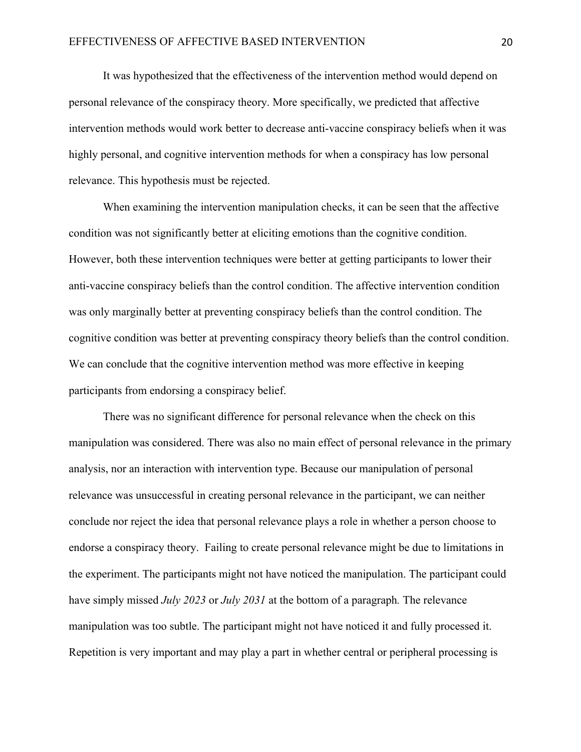It was hypothesized that the effectiveness of the intervention method would depend on personal relevance of the conspiracy theory. More specifically, we predicted that affective intervention methods would work better to decrease anti-vaccine conspiracy beliefs when it was highly personal, and cognitive intervention methods for when a conspiracy has low personal relevance. This hypothesis must be rejected.

When examining the intervention manipulation checks, it can be seen that the affective condition was not significantly better at eliciting emotions than the cognitive condition. However, both these intervention techniques were better at getting participants to lower their anti-vaccine conspiracy beliefs than the control condition. The affective intervention condition was only marginally better at preventing conspiracy beliefs than the control condition. The cognitive condition was better at preventing conspiracy theory beliefs than the control condition. We can conclude that the cognitive intervention method was more effective in keeping participants from endorsing a conspiracy belief.

There was no significant difference for personal relevance when the check on this manipulation was considered. There was also no main effect of personal relevance in the primary analysis, nor an interaction with intervention type. Because our manipulation of personal relevance was unsuccessful in creating personal relevance in the participant, we can neither conclude nor reject the idea that personal relevance plays a role in whether a person choose to endorse a conspiracy theory.  Failing to create personal relevance might be due to limitations in the experiment. The participants might not have noticed the manipulation. The participant could have simply missed *July 2023* or *July 2031* at the bottom of a paragraph*.* The relevance manipulation was too subtle. The participant might not have noticed it and fully processed it. Repetition is very important and may play a part in whether central or peripheral processing is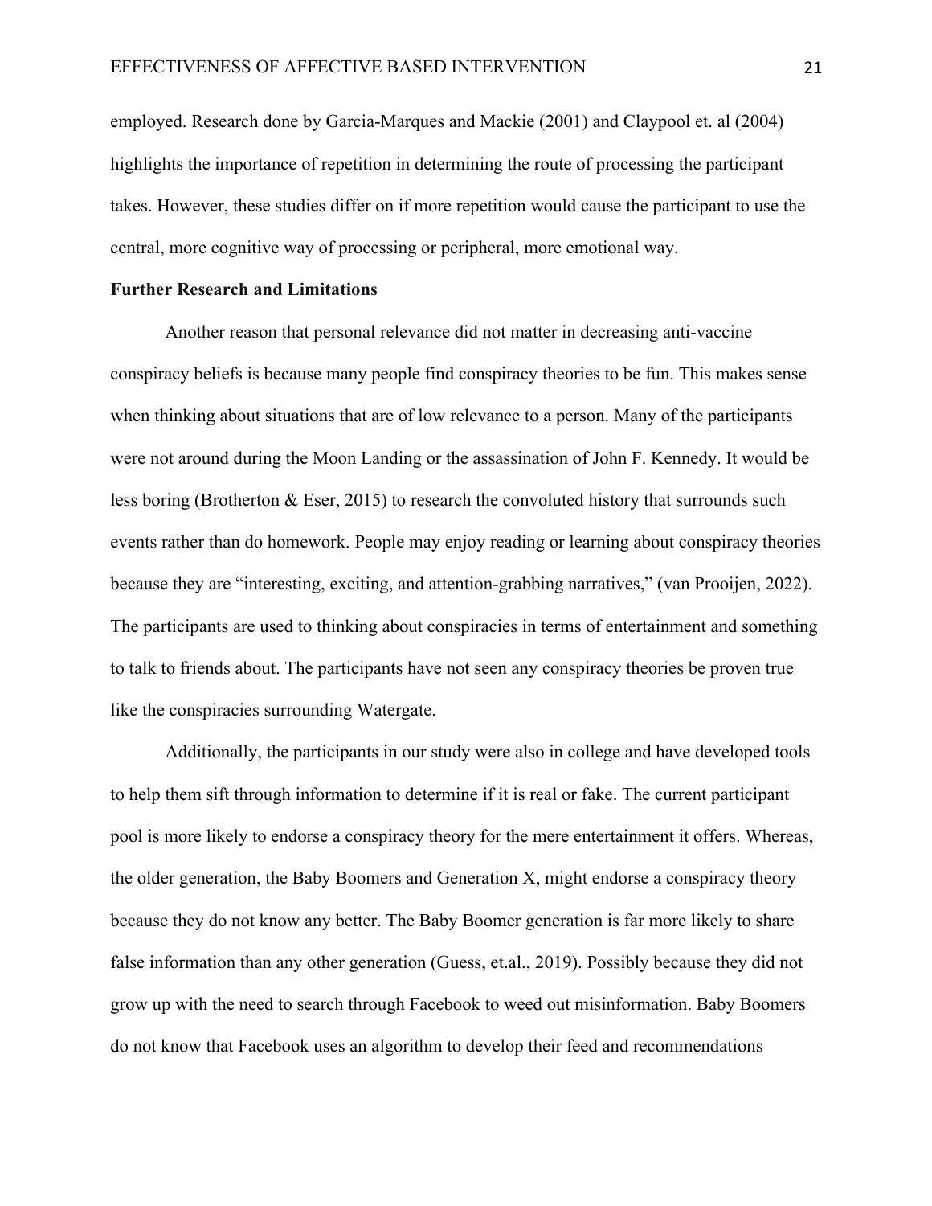employed. Research done by Garcia-Marques and Mackie (2001) and Claypool et. al (2004) highlights the importance of repetition in determining the route of processing the participant takes. However, these studies differ on if more repetition would cause the participant to use the central, more cognitive way of processing or peripheral, more emotional way.

**Further Research and Limitations**

Another reason that personal relevance did not matter in decreasing anti-vaccine conspiracy beliefs is because many people find conspiracy theories to be fun. This makes sense when thinking about situations that are of low relevance to a person. Many of the participants were not around during the Moon Landing or the assassination of John F. Kennedy. It would be less boring (Brotherton & Eser, 2015) to research the convoluted history that surrounds such events rather than do homework. People may enjoy reading or learning about conspiracy theories because they are "interesting, exciting, and attention-grabbing narratives," (van Prooijen, 2022). The participants are used to thinking about conspiracies in terms of entertainment and something to talk to friends about. The participants have not seen any conspiracy theories be proven true like the conspiracies surrounding Watergate.

Additionally, the participants in our study were also in college and have developed tools to help them sift through information to determine if it is real or fake. The current participant pool is more likely to endorse a conspiracy theory for the mere entertainment it offers. Whereas, the older generation, the Baby Boomers and Generation X, might endorse a conspiracy theory because they do not know any better. The Baby Boomer generation is far more likely to share false information than any other generation (Guess, et.al., 2019). Possibly because they did not grow up with the need to search through Facebook to weed out misinformation. Baby Boomers do not know that Facebook uses an algorithm to develop their feed and recommendations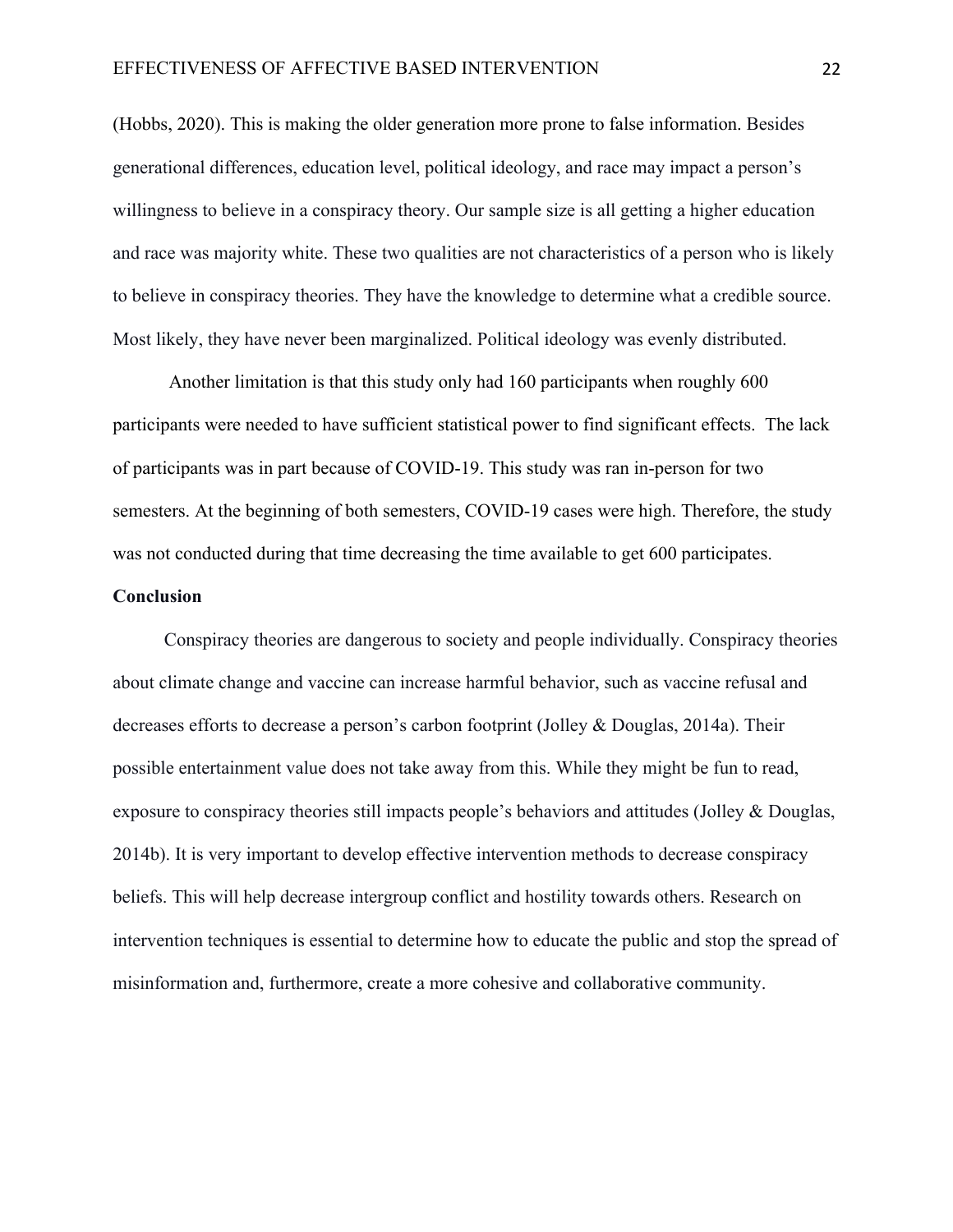(Hobbs, 2020). This is making the older generation more prone to false information. Besides generational differences, education level, political ideology, and race may impact a person's willingness to believe in a conspiracy theory. Our sample size is all getting a higher education and race was majority white. These two qualities are not characteristics of a person who is likely to believe in conspiracy theories. They have the knowledge to determine what a credible source. Most likely, they have never been marginalized. Political ideology was evenly distributed.

Another limitation is that this study only had 160 participants when roughly 600 participants were needed to have sufficient statistical power to find significant effects. The lack of participants was in part because of COVID-19. This study was ran in-person for two semesters. At the beginning of both semesters, COVID-19 cases were high. Therefore, the study was not conducted during that time decreasing the time available to get 600 participates.

**Conclusion**

Conspiracy theories are dangerous to society and people individually. Conspiracy theories about climate change and vaccine can increase harmful behavior, such as vaccine refusal and decreases efforts to decrease a person's carbon footprint (Jolley & Douglas, 2014a). Their possible entertainment value does not take away from this. While they might be fun to read, exposure to conspiracy theories still impacts people's behaviors and attitudes (Jolley & Douglas, 2014b). It is very important to develop effective intervention methods to decrease conspiracy beliefs. This will help decrease intergroup conflict and hostility towards others. Research on intervention techniques is essential to determine how to educate the public and stop the spread of misinformation and, furthermore, create a more cohesive and collaborative community.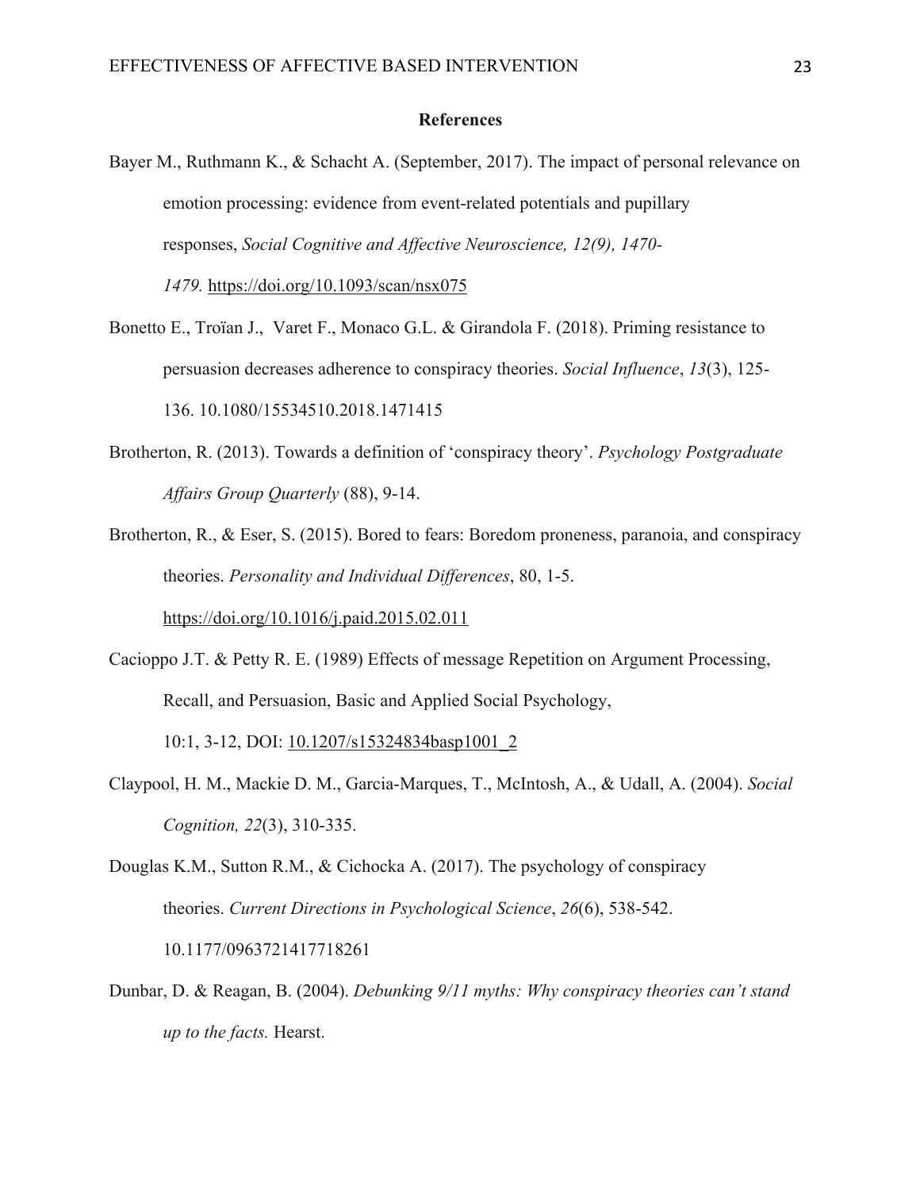**References**

Bayer M., Ruthmann K., & Schacht A. (September, 2017). The impact of personal relevance on emotion processing: evidence from event-related potentials and pupillary responses, *Social Cognitive and Affective Neuroscience, 12(9), 1470-1479.* https://doi.org/10.1093/scan/nsx075

Bonetto E., Troïan J., Varet F., Monaco G.L. & Girandola F. (2018). Priming resistance to persuasion decreases adherence to conspiracy theories. *Social Influence*, *13*(3), 125-136. 10.1080/15534510.2018.1471415

Brotherton, R. (2013). Towards a definition of 'conspiracy theory'. *Psychology Postgraduate Affairs Group Quarterly* (88), 9-14.

Brotherton, R., & Eser, S. (2015). Bored to fears: Boredom proneness, paranoia, and conspiracy theories. *Personality and Individual Differences*, 80, 1-5. https://doi.org/10.1016/j.paid.2015.02.011

Cacioppo J.T. & Petty R. E. (1989) Effects of message Repetition on Argument Processing, Recall, and Persuasion, Basic and Applied Social Psychology, 10:1, 3-12, DOI: 10.1207/s15324834basp1001_2

Claypool, H. M., Mackie D. M., Garcia-Marques, T., McIntosh, A., & Udall, A. (2004). *Social Cognition, 22*(3), 310-335.

Douglas K.M., Sutton R.M., & Cichocka A. (2017). The psychology of conspiracy theories. *Current Directions in Psychological Science*, *26*(6), 538-542. 10.1177/0963721417718261

Dunbar, D. & Reagan, B. (2004). *Debunking 9/11 myths: Why conspiracy theories can't stand up to the facts.* Hearst.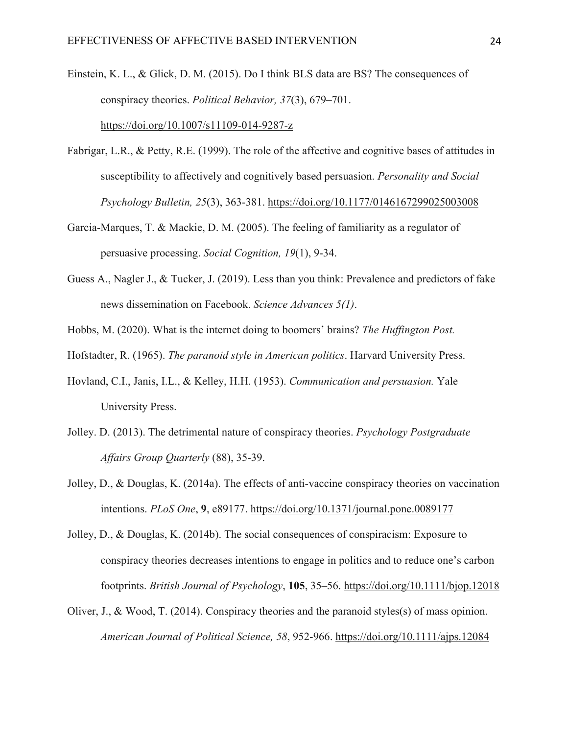Einstein, K. L., & Glick, D. M. (2015). Do I think BLS data are BS? The consequences of conspiracy theories. *Political Behavior, 37*(3), 679–701. https://doi.org/10.1007/s11109-014-9287-z

Fabrigar, L.R., & Petty, R.E. (1999). The role of the affective and cognitive bases of attitudes in susceptibility to affectively and cognitively based persuasion. *Personality and Social Psychology Bulletin, 25*(3), 363-381. https://doi.org/10.1177/0146167299025003008

Garcia-Marques, T. & Mackie, D. M. (2005). The feeling of familiarity as a regulator of persuasive processing. *Social Cognition, 19*(1), 9-34.

Guess A., Nagler J., & Tucker, J. (2019). Less than you think: Prevalence and predictors of fake news dissemination on Facebook. *Science Advances 5(1)*.

Hobbs, M. (2020). What is the internet doing to boomers' brains? *The Huffington Post.*

Hofstadter, R. (1965). *The paranoid style in American politics*. Harvard University Press.

Hovland, C.I., Janis, I.L., & Kelley, H.H. (1953). *Communication and persuasion.* Yale University Press.

Jolley. D. (2013). The detrimental nature of conspiracy theories. *Psychology Postgraduate Affairs Group Quarterly* (88), 35-39.

Jolley, D., & Douglas, K. (2014a). The effects of anti-vaccine conspiracy theories on vaccination intentions. *PLoS One*, **9**, e89177. https://doi.org/10.1371/journal.pone.0089177

Jolley, D., & Douglas, K. (2014b). The social consequences of conspiracism: Exposure to conspiracy theories decreases intentions to engage in politics and to reduce one's carbon footprints. *British Journal of Psychology*, **105**, 35–56. https://doi.org/10.1111/bjop.12018

Oliver, J., & Wood, T. (2014). Conspiracy theories and the paranoid styles(s) of mass opinion. *American Journal of Political Science, 58*, 952-966. https://doi.org/10.1111/ajps.12084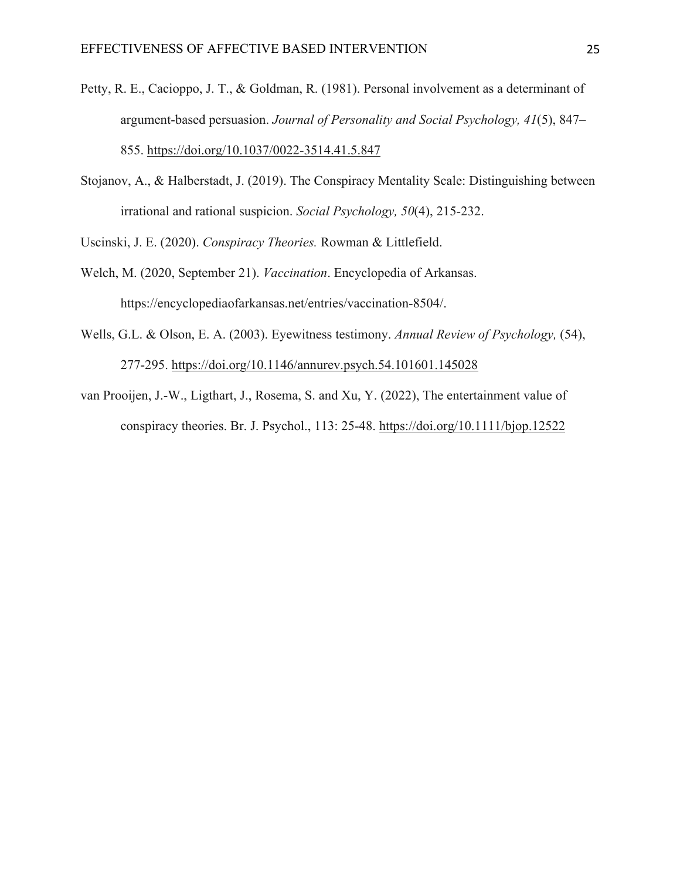Petty, R. E., Cacioppo, J. T., & Goldman, R. (1981). Personal involvement as a determinant of argument-based persuasion. *Journal of Personality and Social Psychology, 41*(5), 847–855. https://doi.org/10.1037/0022-3514.41.5.847

Stojanov, A., & Halberstadt, J. (2019). The Conspiracy Mentality Scale: Distinguishing between irrational and rational suspicion. *Social Psychology, 50*(4), 215-232.

Uscinski, J. E. (2020). *Conspiracy Theories.* Rowman & Littlefield.

Welch, M. (2020, September 21). *Vaccination*. Encyclopedia of Arkansas. https://encyclopediaofarkansas.net/entries/vaccination-8504/.

Wells, G.L. & Olson, E. A. (2003). Eyewitness testimony. *Annual Review of Psychology,* (54), 277-295. https://doi.org/10.1146/annurev.psych.54.101601.145028

van Prooijen, J.-W., Ligthart, J., Rosema, S. and Xu, Y. (2022), The entertainment value of conspiracy theories. Br. J. Psychol., 113: 25-48. https://doi.org/10.1111/bjop.12522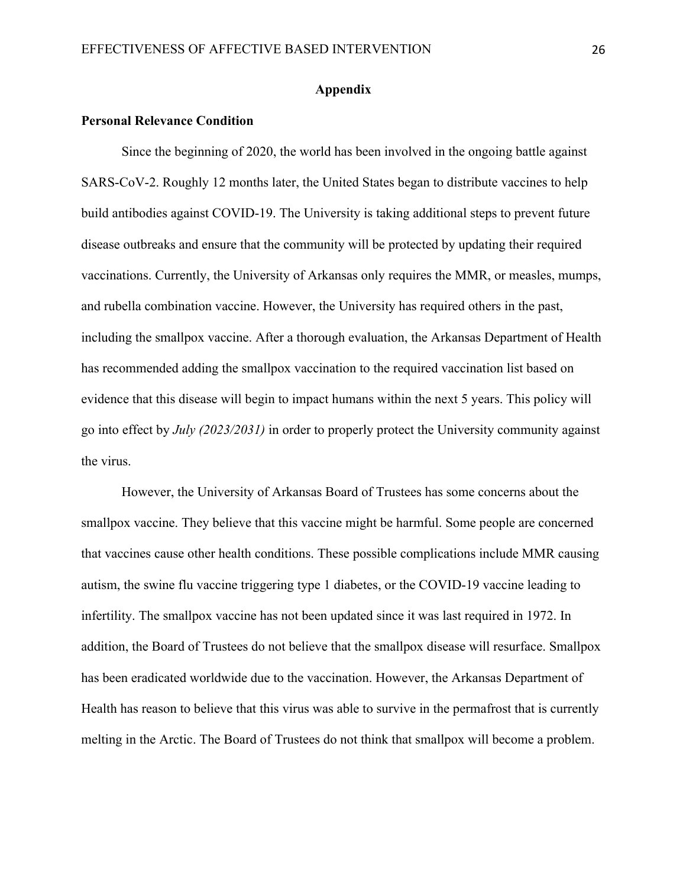## Appendix

### Personal Relevance Condition

Since the beginning of 2020, the world has been involved in the ongoing battle against SARS-CoV-2. Roughly 12 months later, the United States began to distribute vaccines to help build antibodies against COVID-19. The University is taking additional steps to prevent future disease outbreaks and ensure that the community will be protected by updating their required vaccinations. Currently, the University of Arkansas only requires the MMR, or measles, mumps, and rubella combination vaccine. However, the University has required others in the past, including the smallpox vaccine. After a thorough evaluation, the Arkansas Department of Health has recommended adding the smallpox vaccination to the required vaccination list based on evidence that this disease will begin to impact humans within the next 5 years. This policy will go into effect by *July (2023/2031)* in order to properly protect the University community against the virus.

However, the University of Arkansas Board of Trustees has some concerns about the smallpox vaccine. They believe that this vaccine might be harmful. Some people are concerned that vaccines cause other health conditions. These possible complications include MMR causing autism, the swine flu vaccine triggering type 1 diabetes, or the COVID-19 vaccine leading to infertility. The smallpox vaccine has not been updated since it was last required in 1972. In addition, the Board of Trustees do not believe that the smallpox disease will resurface. Smallpox has been eradicated worldwide due to the vaccination. However, the Arkansas Department of Health has reason to believe that this virus was able to survive in the permafrost that is currently melting in the Arctic. The Board of Trustees do not think that smallpox will become a problem.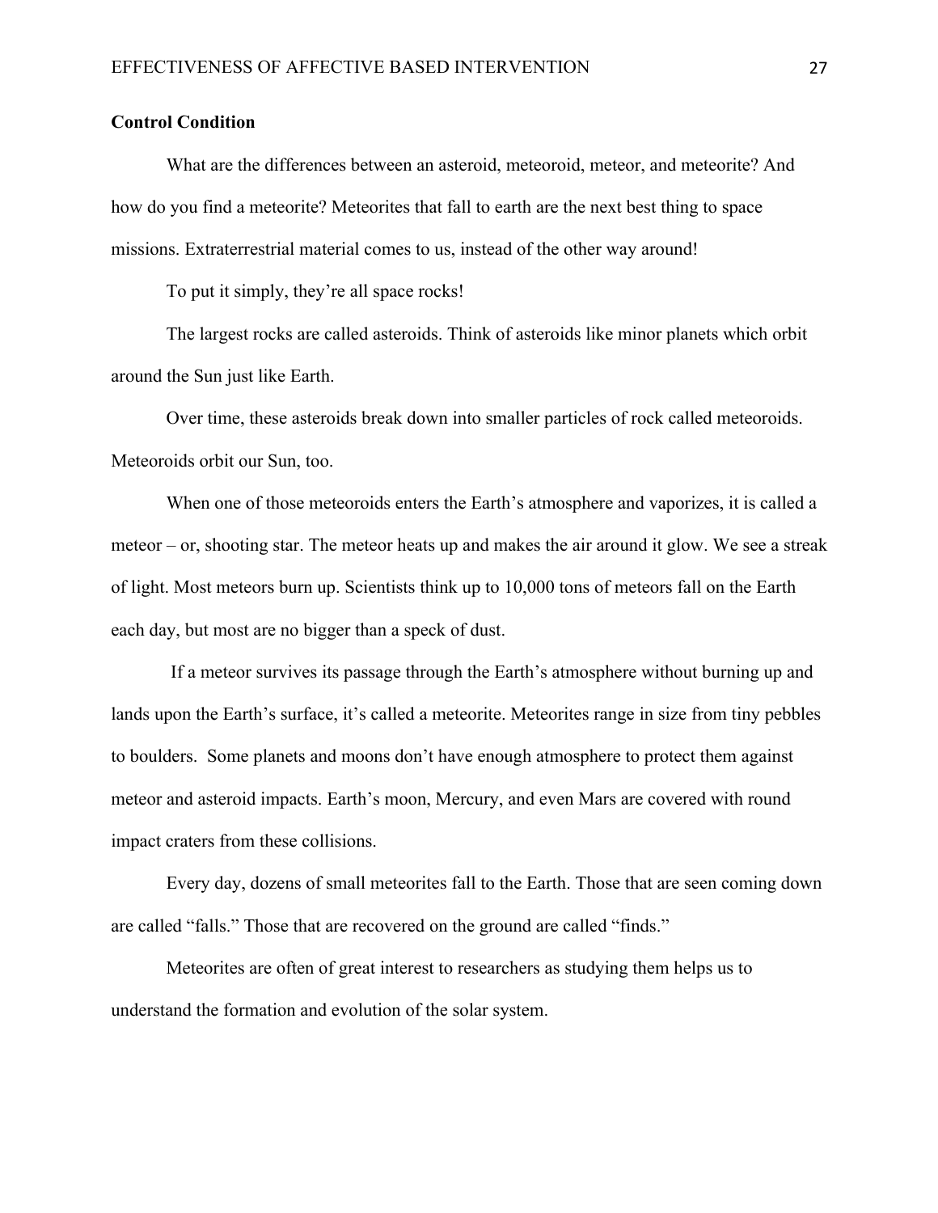**Control Condition**

What are the differences between an asteroid, meteoroid, meteor, and meteorite? And how do you find a meteorite? Meteorites that fall to earth are the next best thing to space missions. Extraterrestrial material comes to us, instead of the other way around!

To put it simply, they're all space rocks!

The largest rocks are called asteroids. Think of asteroids like minor planets which orbit around the Sun just like Earth.

Over time, these asteroids break down into smaller particles of rock called meteoroids. Meteoroids orbit our Sun, too.

When one of those meteoroids enters the Earth's atmosphere and vaporizes, it is called a meteor – or, shooting star. The meteor heats up and makes the air around it glow. We see a streak of light. Most meteors burn up. Scientists think up to 10,000 tons of meteors fall on the Earth each day, but most are no bigger than a speck of dust.

If a meteor survives its passage through the Earth's atmosphere without burning up and lands upon the Earth's surface, it's called a meteorite. Meteorites range in size from tiny pebbles to boulders. Some planets and moons don't have enough atmosphere to protect them against meteor and asteroid impacts. Earth's moon, Mercury, and even Mars are covered with round impact craters from these collisions.

Every day, dozens of small meteorites fall to the Earth. Those that are seen coming down are called "falls." Those that are recovered on the ground are called "finds."

Meteorites are often of great interest to researchers as studying them helps us to understand the formation and evolution of the solar system.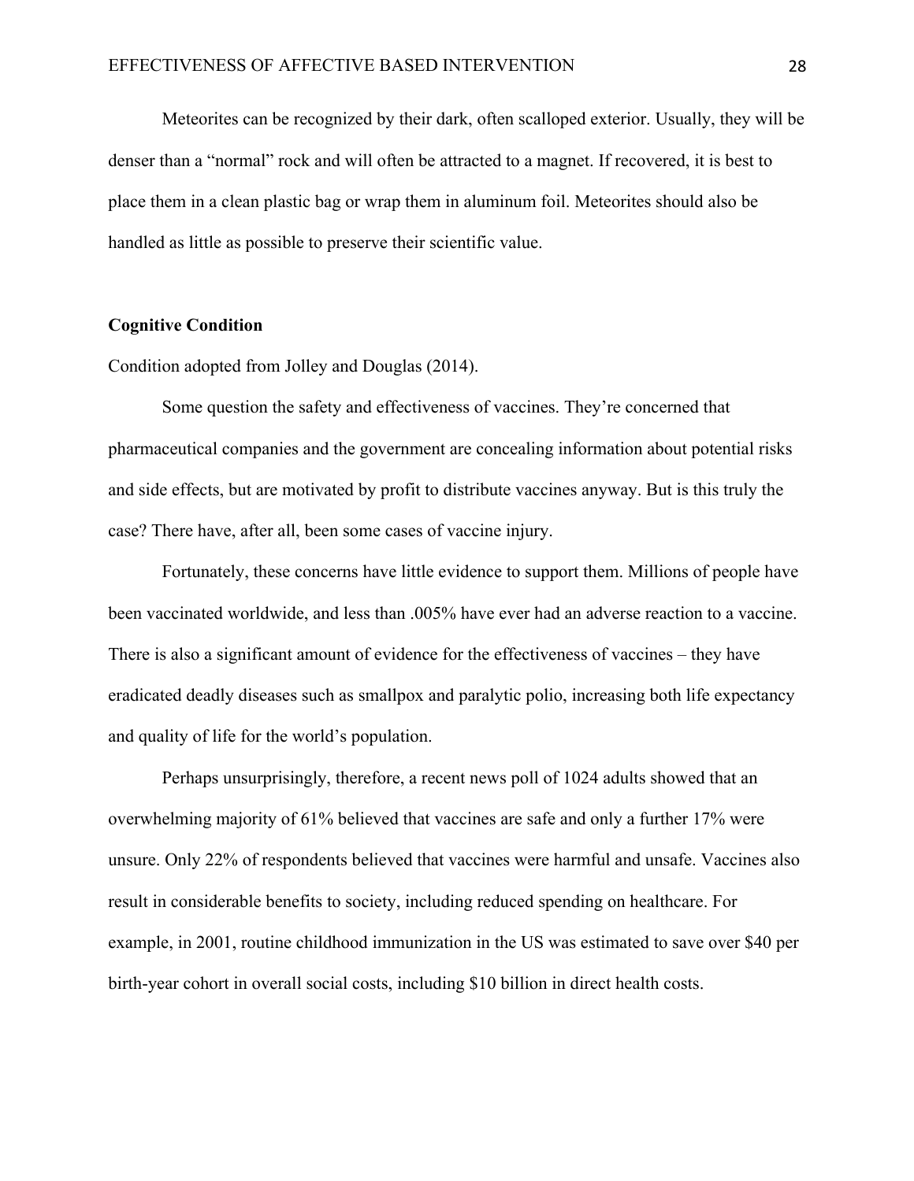Meteorites can be recognized by their dark, often scalloped exterior. Usually, they will be denser than a "normal" rock and will often be attracted to a magnet. If recovered, it is best to place them in a clean plastic bag or wrap them in aluminum foil. Meteorites should also be handled as little as possible to preserve their scientific value.

**Cognitive Condition**

Condition adopted from Jolley and Douglas (2014).

Some question the safety and effectiveness of vaccines. They're concerned that pharmaceutical companies and the government are concealing information about potential risks and side effects, but are motivated by profit to distribute vaccines anyway. But is this truly the case? There have, after all, been some cases of vaccine injury.

Fortunately, these concerns have little evidence to support them. Millions of people have been vaccinated worldwide, and less than .005% have ever had an adverse reaction to a vaccine. There is also a significant amount of evidence for the effectiveness of vaccines – they have eradicated deadly diseases such as smallpox and paralytic polio, increasing both life expectancy and quality of life for the world's population.

Perhaps unsurprisingly, therefore, a recent news poll of 1024 adults showed that an overwhelming majority of 61% believed that vaccines are safe and only a further 17% were unsure. Only 22% of respondents believed that vaccines were harmful and unsafe. Vaccines also result in considerable benefits to society, including reduced spending on healthcare. For example, in 2001, routine childhood immunization in the US was estimated to save over $40 per birth-year cohort in overall social costs, including $10 billion in direct health costs.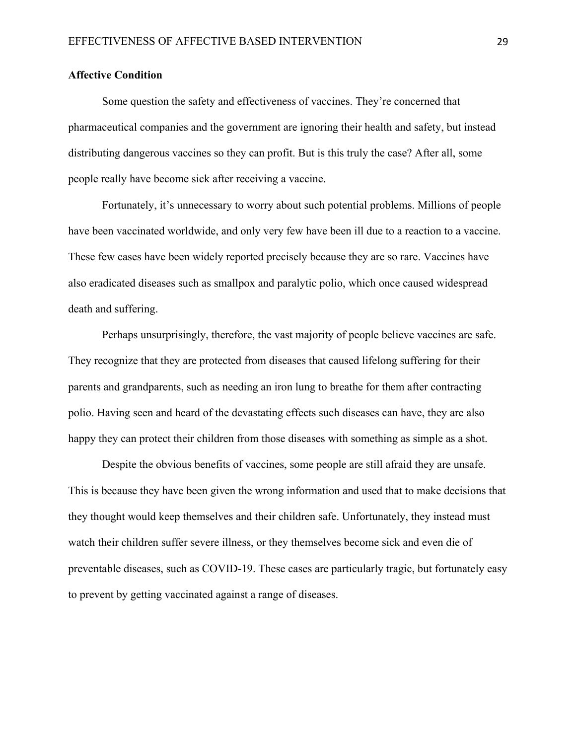**Affective Condition**

Some question the safety and effectiveness of vaccines. They're concerned that pharmaceutical companies and the government are ignoring their health and safety, but instead distributing dangerous vaccines so they can profit. But is this truly the case? After all, some people really have become sick after receiving a vaccine.

Fortunately, it's unnecessary to worry about such potential problems. Millions of people have been vaccinated worldwide, and only very few have been ill due to a reaction to a vaccine. These few cases have been widely reported precisely because they are so rare. Vaccines have also eradicated diseases such as smallpox and paralytic polio, which once caused widespread death and suffering.

Perhaps unsurprisingly, therefore, the vast majority of people believe vaccines are safe. They recognize that they are protected from diseases that caused lifelong suffering for their parents and grandparents, such as needing an iron lung to breathe for them after contracting polio. Having seen and heard of the devastating effects such diseases can have, they are also happy they can protect their children from those diseases with something as simple as a shot.

Despite the obvious benefits of vaccines, some people are still afraid they are unsafe. This is because they have been given the wrong information and used that to make decisions that they thought would keep themselves and their children safe. Unfortunately, they instead must watch their children suffer severe illness, or they themselves become sick and even die of preventable diseases, such as COVID-19. These cases are particularly tragic, but fortunately easy to prevent by getting vaccinated against a range of diseases.